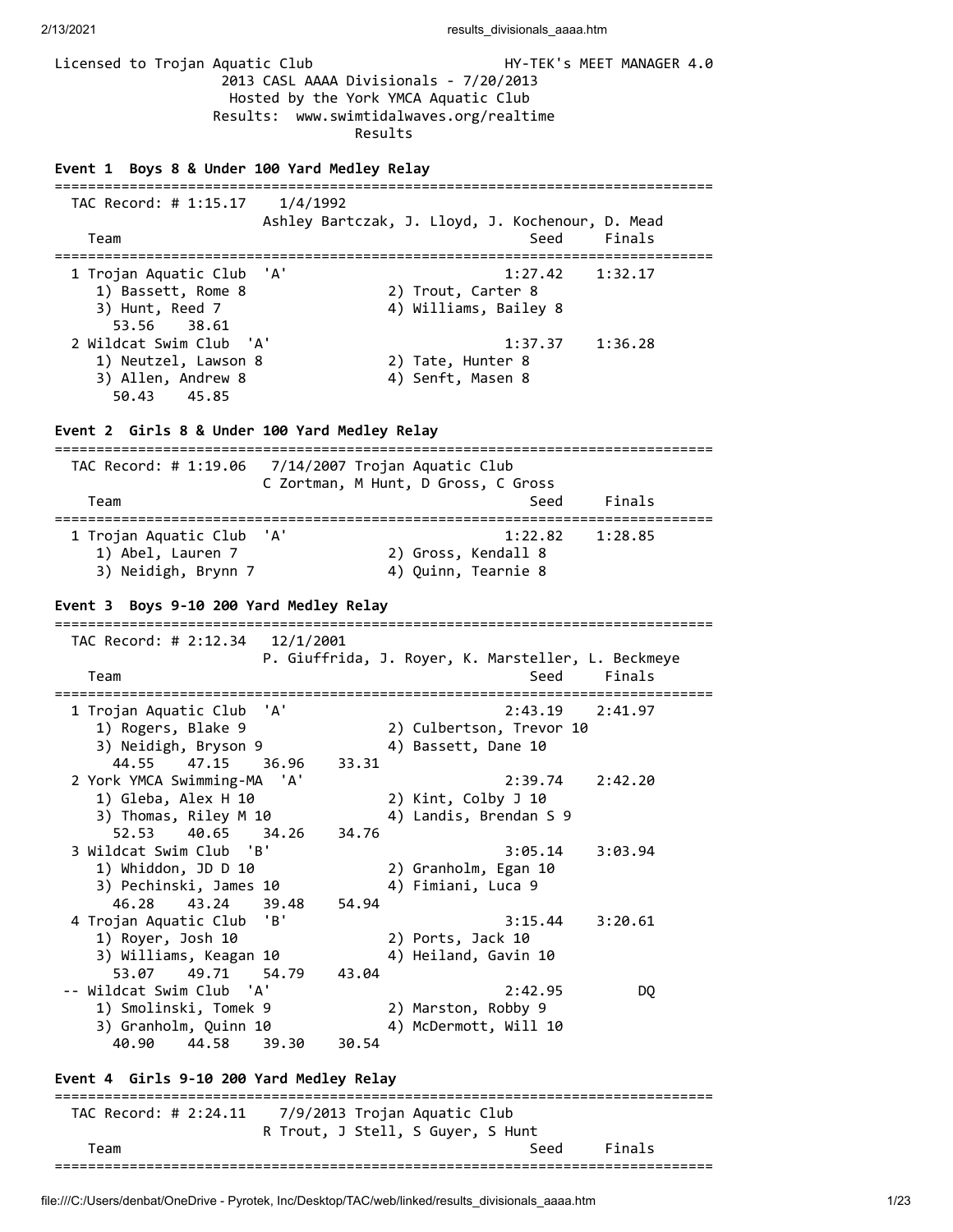Licensed to Trojan Aquatic Club HY-TEK's MEET MANAGER 4.0

2013 CASL AAAA Divisionals - 7/20/2013

Hosted by the York YMCA Aquatic Club

Results: www.swimtidalwaves.org/realtime

Results

**Event 1 Boys 8 & Under 100 Yard Medley Relay**

```
===============================================================================
  TAC Record: # 1:15.17    1/4/1992
                        Ashley Bartczak, J. Lloyd, J. Kochenour, D. Mead
    Team                                                 Seed     Finals
===============================================================================
  1 Trojan Aquatic Club  'A'                           1:27.42    1:32.17
     1) Bassett, Rome 8               2) Trout, Carter 8
     3) Hunt, Reed 7                  4) Williams, Bailey 8
        53.56    38.61
  2 Wildcat Swim Club  'A'                             1:37.37    1:36.28
     1) Neutzel, Lawson 8             2) Tate, Hunter 8
     3) Allen, Andrew 8               4) Senft, Masen 8
        50.43    45.85
```

**Event 2 Girls 8 & Under 100 Yard Medley Relay**

```
===============================================================================
  TAC Record: # 1:19.06    7/14/2007 Trojan Aquatic Club
                        C Zortman, M Hunt, D Gross, C Gross
    Team                                                 Seed     Finals
===============================================================================
  1 Trojan Aquatic Club  'A'                           1:22.82    1:28.85
     1) Abel, Lauren 7                2) Gross, Kendall 8
     3) Neidigh, Brynn 7              4) Quinn, Tearnie 8
```

**Event 3 Boys 9-10 200 Yard Medley Relay**

```
===============================================================================
  TAC Record: # 2:12.34    12/1/2001
                        P. Giuffrida, J. Royer, K. Marsteller, L. Beckmeye
    Team                                                 Seed     Finals
===============================================================================
  1 Trojan Aquatic Club  'A'                           2:43.19    2:41.97
     1) Rogers, Blake 9               2) Culbertson, Trevor 10
     3) Neidigh, Bryson 9             4) Bassett, Dane 10
        44.55    47.15    36.96    33.31
  2 York YMCA Swimming-MA  'A'                         2:39.74    2:42.20
     1) Gleba, Alex H 10              2) Kint, Colby J 10
     3) Thomas, Riley M 10            4) Landis, Brendan S 9
        52.53    40.65    34.26    34.76
  3 Wildcat Swim Club  'B'                             3:05.14    3:03.94
     1) Whiddon, JD D 10              2) Granholm, Egan 10
     3) Pechinski, James 10           4) Fimiani, Luca 9
        46.28    43.24    39.48    54.94
  4 Trojan Aquatic Club  'B'                           3:15.44    3:20.61
     1) Royer, Josh 10                2) Ports, Jack 10
     3) Williams, Keagan 10           4) Heiland, Gavin 10
        53.07    49.71    54.79    43.04
 -- Wildcat Swim Club  'A'                             2:42.95         DQ
     1) Smolinski, Tomek 9            2) Marston, Robby 9
     3) Granholm, Quinn 10            4) McDermott, Will 10
        40.90    44.58    39.30    30.54
```

**Event 4 Girls 9-10 200 Yard Medley Relay**

```
===============================================================================
  TAC Record: # 2:24.11    7/9/2013 Trojan Aquatic Club
                        R Trout, J Stell, S Guyer, S Hunt
    Team                                                 Seed     Finals
===============================================================================
```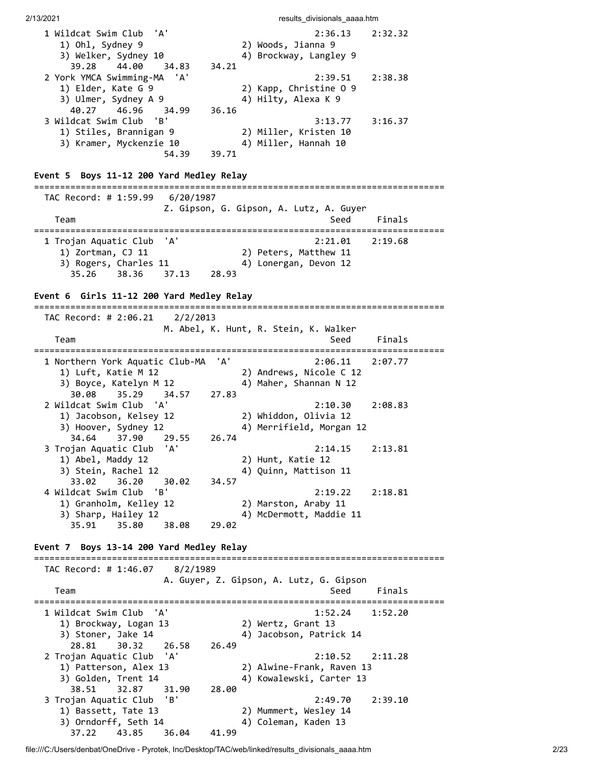```
  1 Wildcat Swim Club  'A'                           2:36.13    2:32.32
     1) Ohl, Sydney 9                   2) Woods, Jianna 9
     3) Welker, Sydney 10               4) Brockway, Langley 9
       39.28     44.00     34.83     34.21
  2 York YMCA Swimming-MA  'A'                       2:39.51    2:38.38
     1) Elder, Kate G 9                 2) Kapp, Christine O 9
     3) Ulmer, Sydney A 9               4) Hilty, Alexa K 9
       40.27     46.96     34.99     36.16
  3 Wildcat Swim Club  'B'                           3:13.77    3:16.37
     1) Stiles, Brannigan 9             2) Miller, Kristen 10
     3) Kramer, Myckenzie 10            4) Miller, Hannah 10
                           54.39     39.71
```

**Event 5  Boys 11-12 200 Yard Medley Relay**

```
===============================================================================
  TAC Record: # 1:59.99    6/20/1987
                          Z. Gipson, G. Gipson, A. Lutz, A. Guyer
    Team                                             Seed     Finals
===============================================================================
  1 Trojan Aquatic Club  'A'                         2:21.01    2:19.68
     1) Zortman, CJ 11                  2) Peters, Matthew 11
     3) Rogers, Charles 11              4) Lonergan, Devon 12
       35.26     38.36     37.13     28.93
```

**Event 6  Girls 11-12 200 Yard Medley Relay**

```
===============================================================================
  TAC Record: # 2:06.21    2/2/2013
                          M. Abel, K. Hunt, R. Stein, K. Walker
    Team                                             Seed     Finals
===============================================================================
  1 Northern York Aquatic Club-MA  'A'               2:06.11    2:07.77
     1) Luft, Katie M 12                2) Andrews, Nicole C 12
     3) Boyce, Katelyn M 12             4) Maher, Shannan N 12
       30.08     35.29     34.57     27.83
  2 Wildcat Swim Club  'A'                           2:10.30    2:08.83
     1) Jacobson, Kelsey 12             2) Whiddon, Olivia 12
     3) Hoover, Sydney 12               4) Merrifield, Morgan 12
       34.64     37.90     29.55     26.74
  3 Trojan Aquatic Club  'A'                         2:14.15    2:13.81
     1) Abel, Maddy 12                  2) Hunt, Katie 12
     3) Stein, Rachel 12                4) Quinn, Mattison 11
       33.02     36.20     30.02     34.57
  4 Wildcat Swim Club  'B'                           2:19.22    2:18.81
     1) Granholm, Kelley 12             2) Marston, Araby 11
     3) Sharp, Hailey 12                4) McDermott, Maddie 11
       35.91     35.80     38.08     29.02
```

**Event 7  Boys 13-14 200 Yard Medley Relay**

```
===============================================================================
  TAC Record: # 1:46.07    8/2/1989
                          A. Guyer, Z. Gipson, A. Lutz, G. Gipson
    Team                                             Seed     Finals
===============================================================================
  1 Wildcat Swim Club  'A'                           1:52.24    1:52.20
     1) Brockway, Logan 13              2) Wertz, Grant 13
     3) Stoner, Jake 14                 4) Jacobson, Patrick 14
       28.81     30.32     26.58     26.49
  2 Trojan Aquatic Club  'A'                         2:10.52    2:11.28
     1) Patterson, Alex 13              2) Alwine-Frank, Raven 13
     3) Golden, Trent 14                4) Kowalewski, Carter 13
       38.51     32.87     31.90     28.00
  3 Trojan Aquatic Club  'B'                         2:49.70    2:39.10
     1) Bassett, Tate 13                2) Mummert, Wesley 14
     3) Orndorff, Seth 14               4) Coleman, Kaden 13
       37.22     43.85     36.04     41.99
```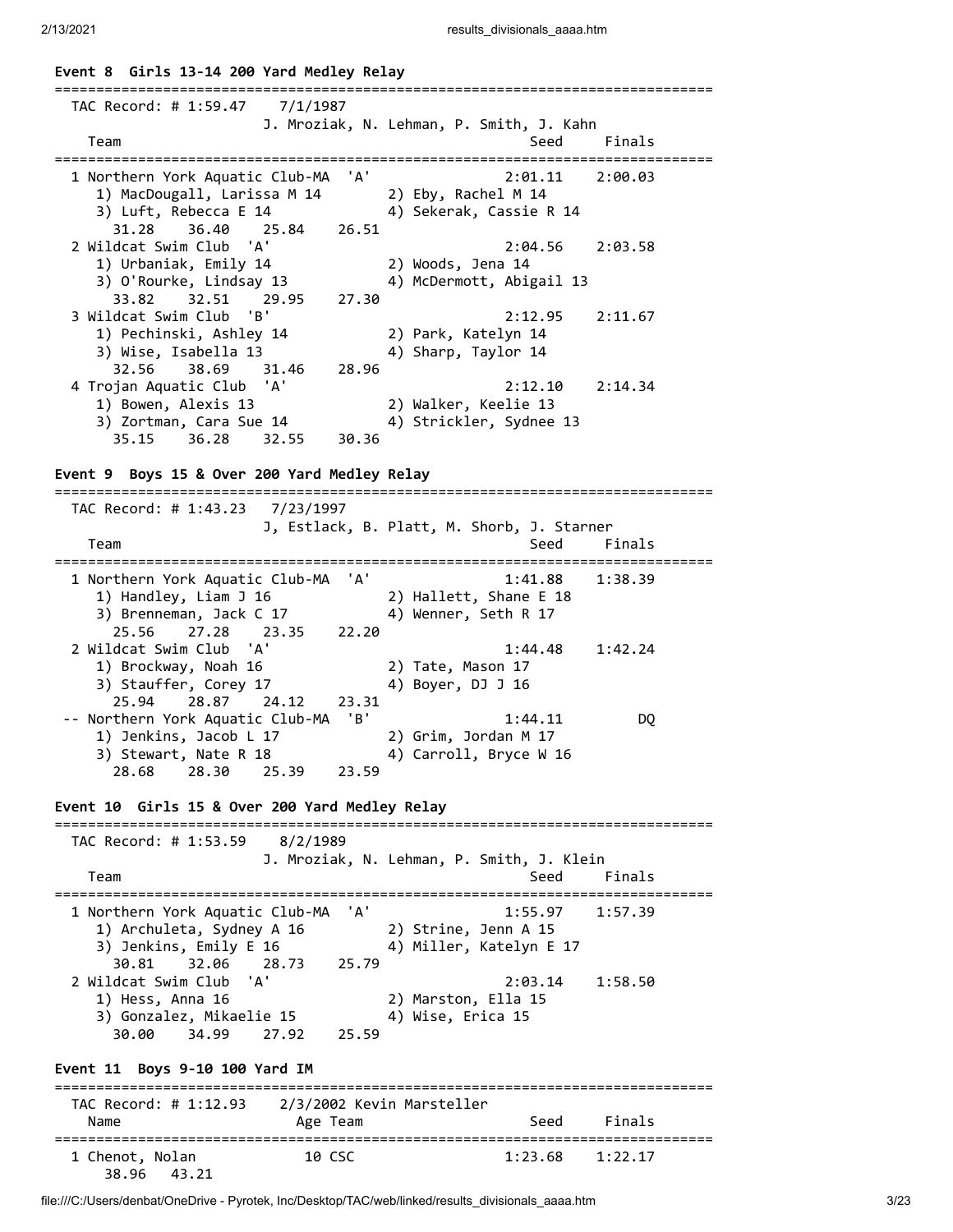**Event 8  Girls 13-14 200 Yard Medley Relay**

```
===============================================================================
  TAC Record: # 1:59.47    7/1/1987
                        J. Mroziak, N. Lehman, P. Smith, J. Kahn
    Team                                              Seed     Finals
===============================================================================
  1 Northern York Aquatic Club-MA  'A'               2:01.11    2:00.03
     1) MacDougall, Larissa M 14        2) Eby, Rachel M 14
     3) Luft, Rebecca E 14              4) Sekerak, Cassie R 14
       31.28    36.40    25.84    26.51
  2 Wildcat Swim Club  'A'                           2:04.56    2:03.58
     1) Urbaniak, Emily 14              2) Woods, Jena 14
     3) O'Rourke, Lindsay 13            4) McDermott, Abigail 13
       33.82    32.51    29.95    27.30
  3 Wildcat Swim Club  'B'                           2:12.95    2:11.67
     1) Pechinski, Ashley 14            2) Park, Katelyn 14
     3) Wise, Isabella 13               4) Sharp, Taylor 14
       32.56    38.69    31.46    28.96
  4 Trojan Aquatic Club  'A'                         2:12.10    2:14.34
     1) Bowen, Alexis 13                2) Walker, Keelie 13
     3) Zortman, Cara Sue 14            4) Strickler, Sydnee 13
       35.15    36.28    32.55    30.36
```

**Event 9  Boys 15 & Over 200 Yard Medley Relay**

```
===============================================================================
  TAC Record: # 1:43.23    7/23/1997
                        J, Estlack, B. Platt, M. Shorb, J. Starner
    Team                                              Seed     Finals
===============================================================================
  1 Northern York Aquatic Club-MA  'A'               1:41.88    1:38.39
     1) Handley, Liam J 16              2) Hallett, Shane E 18
     3) Brenneman, Jack C 17            4) Wenner, Seth R 17
       25.56    27.28    23.35    22.20
  2 Wildcat Swim Club  'A'                           1:44.48    1:42.24
     1) Brockway, Noah 16               2) Tate, Mason 17
     3) Stauffer, Corey 17              4) Boyer, DJ J 16
       25.94    28.87    24.12    23.31
 -- Northern York Aquatic Club-MA  'B'               1:44.11         DQ
     1) Jenkins, Jacob L 17             2) Grim, Jordan M 17
     3) Stewart, Nate R 18              4) Carroll, Bryce W 16
       28.68    28.30    25.39    23.59
```

**Event 10  Girls 15 & Over 200 Yard Medley Relay**

```
===============================================================================
  TAC Record: # 1:53.59    8/2/1989
                        J. Mroziak, N. Lehman, P. Smith, J. Klein
    Team                                              Seed     Finals
===============================================================================
  1 Northern York Aquatic Club-MA  'A'               1:55.97    1:57.39
     1) Archuleta, Sydney A 16          2) Strine, Jenn A 15
     3) Jenkins, Emily E 16             4) Miller, Katelyn E 17
       30.81    32.06    28.73    25.79
  2 Wildcat Swim Club  'A'                           2:03.14    1:58.50
     1) Hess, Anna 16                   2) Marston, Ella 15
     3) Gonzalez, Mikaelie 15           4) Wise, Erica 15
       30.00    34.99    27.92    25.59
```

**Event 11  Boys 9-10 100 Yard IM**

```
===============================================================================
  TAC Record: # 1:12.93    2/3/2002 Kevin Marsteller
    Name                    Age Team                  Seed     Finals
===============================================================================
  1 Chenot, Nolan            10 CSC                  1:23.68    1:22.17
      38.96    43.21
```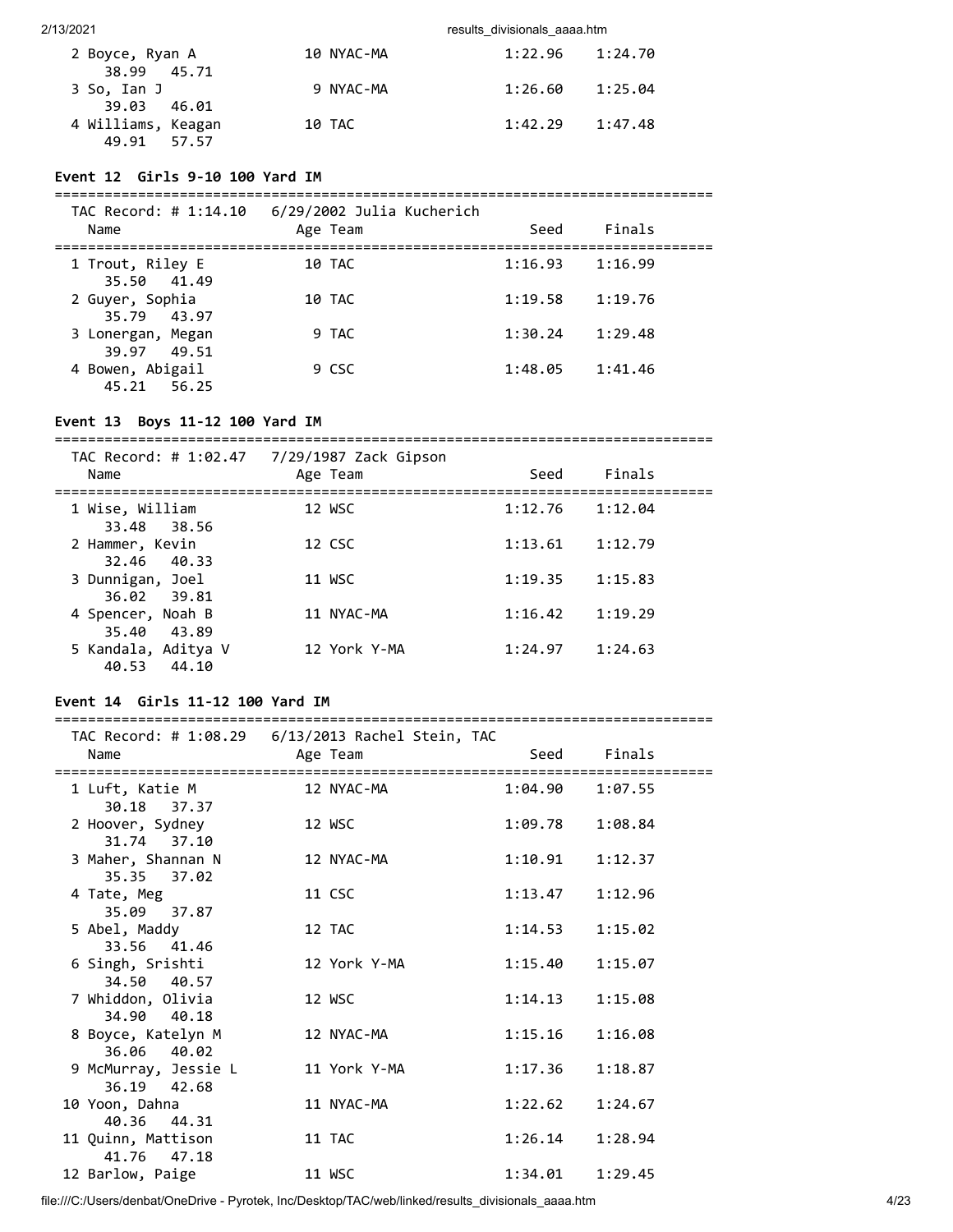| Name | Age | Team | Seed | Finals |
|---|---|---|---|---|
| 2 Boyce, Ryan A | 10 | NYAC-MA | 1:22.96 | 1:24.70 |
| 38.99 45.71 | | | | |
| 3 So, Ian J | 9 | NYAC-MA | 1:26.60 | 1:25.04 |
| 39.03 46.01 | | | | |
| 4 Williams, Keagan | 10 | TAC | 1:42.29 | 1:47.48 |
| 49.91 57.57 | | | | |

### Event 12 Girls 9-10 100 Yard IM

TAC Record: # 1:14.10 6/29/2002 Julia Kucherich

| Name | Age | Team | Seed | Finals |
|---|---|---|---|---|
| 1 Trout, Riley E | 10 | TAC | 1:16.93 | 1:16.99 |
| 35.50 41.49 | | | | |
| 2 Guyer, Sophia | 10 | TAC | 1:19.58 | 1:19.76 |
| 35.79 43.97 | | | | |
| 3 Lonergan, Megan | 9 | TAC | 1:30.24 | 1:29.48 |
| 39.97 49.51 | | | | |
| 4 Bowen, Abigail | 9 | CSC | 1:48.05 | 1:41.46 |
| 45.21 56.25 | | | | |

### Event 13 Boys 11-12 100 Yard IM

TAC Record: # 1:02.47 7/29/1987 Zack Gipson

| Name | Age | Team | Seed | Finals |
|---|---|---|---|---|
| 1 Wise, William | 12 | WSC | 1:12.76 | 1:12.04 |
| 33.48 38.56 | | | | |
| 2 Hammer, Kevin | 12 | CSC | 1:13.61 | 1:12.79 |
| 32.46 40.33 | | | | |
| 3 Dunnigan, Joel | 11 | WSC | 1:19.35 | 1:15.83 |
| 36.02 39.81 | | | | |
| 4 Spencer, Noah B | 11 | NYAC-MA | 1:16.42 | 1:19.29 |
| 35.40 43.89 | | | | |
| 5 Kandala, Aditya V | 12 | York Y-MA | 1:24.97 | 1:24.63 |
| 40.53 44.10 | | | | |

### Event 14 Girls 11-12 100 Yard IM

TAC Record: # 1:08.29 6/13/2013 Rachel Stein, TAC

| Name | Age | Team | Seed | Finals |
|---|---|---|---|---|
| 1 Luft, Katie M | 12 | NYAC-MA | 1:04.90 | 1:07.55 |
| 30.18 37.37 | | | | |
| 2 Hoover, Sydney | 12 | WSC | 1:09.78 | 1:08.84 |
| 31.74 37.10 | | | | |
| 3 Maher, Shannan N | 12 | NYAC-MA | 1:10.91 | 1:12.37 |
| 35.35 37.02 | | | | |
| 4 Tate, Meg | 11 | CSC | 1:13.47 | 1:12.96 |
| 35.09 37.87 | | | | |
| 5 Abel, Maddy | 12 | TAC | 1:14.53 | 1:15.02 |
| 33.56 41.46 | | | | |
| 6 Singh, Srishti | 12 | York Y-MA | 1:15.40 | 1:15.07 |
| 34.50 40.57 | | | | |
| 7 Whiddon, Olivia | 12 | WSC | 1:14.13 | 1:15.08 |
| 34.90 40.18 | | | | |
| 8 Boyce, Katelyn M | 12 | NYAC-MA | 1:15.16 | 1:16.08 |
| 36.06 40.02 | | | | |
| 9 McMurray, Jessie L | 11 | York Y-MA | 1:17.36 | 1:18.87 |
| 36.19 42.68 | | | | |
| 10 Yoon, Dahna | 11 | NYAC-MA | 1:22.62 | 1:24.67 |
| 40.36 44.31 | | | | |
| 11 Quinn, Mattison | 11 | TAC | 1:26.14 | 1:28.94 |
| 41.76 47.18 | | | | |
| 12 Barlow, Paige | 11 | WSC | 1:34.01 | 1:29.45 |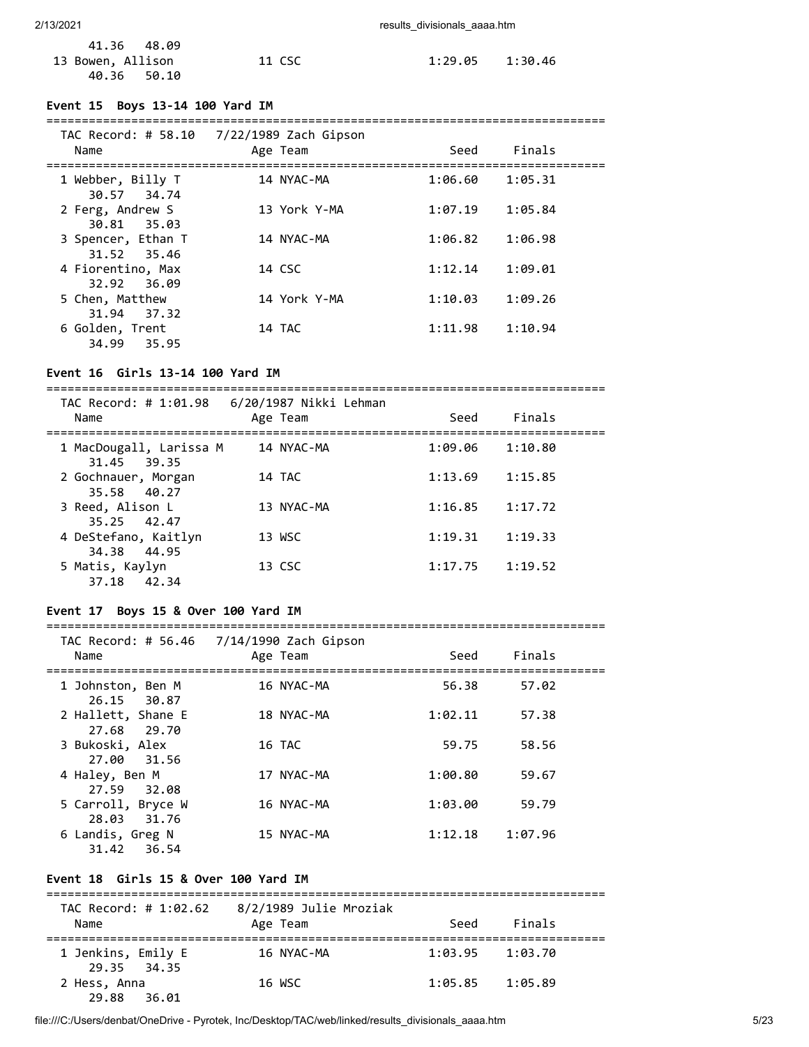| Name | Age | Team | Seed | Finals |
|---|---|---|---|---|
| 41.36 48.09 | | | | |
| 13 Bowen, Allison | 11 | CSC | 1:29.05 | 1:30.46 |
| 40.36 50.10 | | | | |

### Event 15 Boys 13-14 100 Yard IM

TAC Record: # 58.10 7/22/1989 Zach Gipson

| Name | Age | Team | Seed | Finals |
|---|---|---|---|---|
| 1 Webber, Billy T | 14 | NYAC-MA | 1:06.60 | 1:05.31 |
| 30.57 34.74 | | | | |
| 2 Ferg, Andrew S | 13 | York Y-MA | 1:07.19 | 1:05.84 |
| 30.81 35.03 | | | | |
| 3 Spencer, Ethan T | 14 | NYAC-MA | 1:06.82 | 1:06.98 |
| 31.52 35.46 | | | | |
| 4 Fiorentino, Max | 14 | CSC | 1:12.14 | 1:09.01 |
| 32.92 36.09 | | | | |
| 5 Chen, Matthew | 14 | York Y-MA | 1:10.03 | 1:09.26 |
| 31.94 37.32 | | | | |
| 6 Golden, Trent | 14 | TAC | 1:11.98 | 1:10.94 |
| 34.99 35.95 | | | | |

### Event 16 Girls 13-14 100 Yard IM

TAC Record: # 1:01.98 6/20/1987 Nikki Lehman

| Name | Age | Team | Seed | Finals |
|---|---|---|---|---|
| 1 MacDougall, Larissa M | 14 | NYAC-MA | 1:09.06 | 1:10.80 |
| 31.45 39.35 | | | | |
| 2 Gochnauer, Morgan | 14 | TAC | 1:13.69 | 1:15.85 |
| 35.58 40.27 | | | | |
| 3 Reed, Alison L | 13 | NYAC-MA | 1:16.85 | 1:17.72 |
| 35.25 42.47 | | | | |
| 4 DeStefano, Kaitlyn | 13 | WSC | 1:19.31 | 1:19.33 |
| 34.38 44.95 | | | | |
| 5 Matis, Kaylyn | 13 | CSC | 1:17.75 | 1:19.52 |
| 37.18 42.34 | | | | |

### Event 17 Boys 15 & Over 100 Yard IM

TAC Record: # 56.46 7/14/1990 Zach Gipson

| Name | Age | Team | Seed | Finals |
|---|---|---|---|---|
| 1 Johnston, Ben M | 16 | NYAC-MA | 56.38 | 57.02 |
| 26.15 30.87 | | | | |
| 2 Hallett, Shane E | 18 | NYAC-MA | 1:02.11 | 57.38 |
| 27.68 29.70 | | | | |
| 3 Bukoski, Alex | 16 | TAC | 59.75 | 58.56 |
| 27.00 31.56 | | | | |
| 4 Haley, Ben M | 17 | NYAC-MA | 1:00.80 | 59.67 |
| 27.59 32.08 | | | | |
| 5 Carroll, Bryce W | 16 | NYAC-MA | 1:03.00 | 59.79 |
| 28.03 31.76 | | | | |
| 6 Landis, Greg N | 15 | NYAC-MA | 1:12.18 | 1:07.96 |
| 31.42 36.54 | | | | |

### Event 18 Girls 15 & Over 100 Yard IM

TAC Record: # 1:02.62 8/2/1989 Julie Mroziak

| Name | Age | Team | Seed | Finals |
|---|---|---|---|---|
| 1 Jenkins, Emily E | 16 | NYAC-MA | 1:03.95 | 1:03.70 |
| 29.35 34.35 | | | | |
| 2 Hess, Anna | 16 | WSC | 1:05.85 | 1:05.89 |
| 29.88 36.01 | | | | |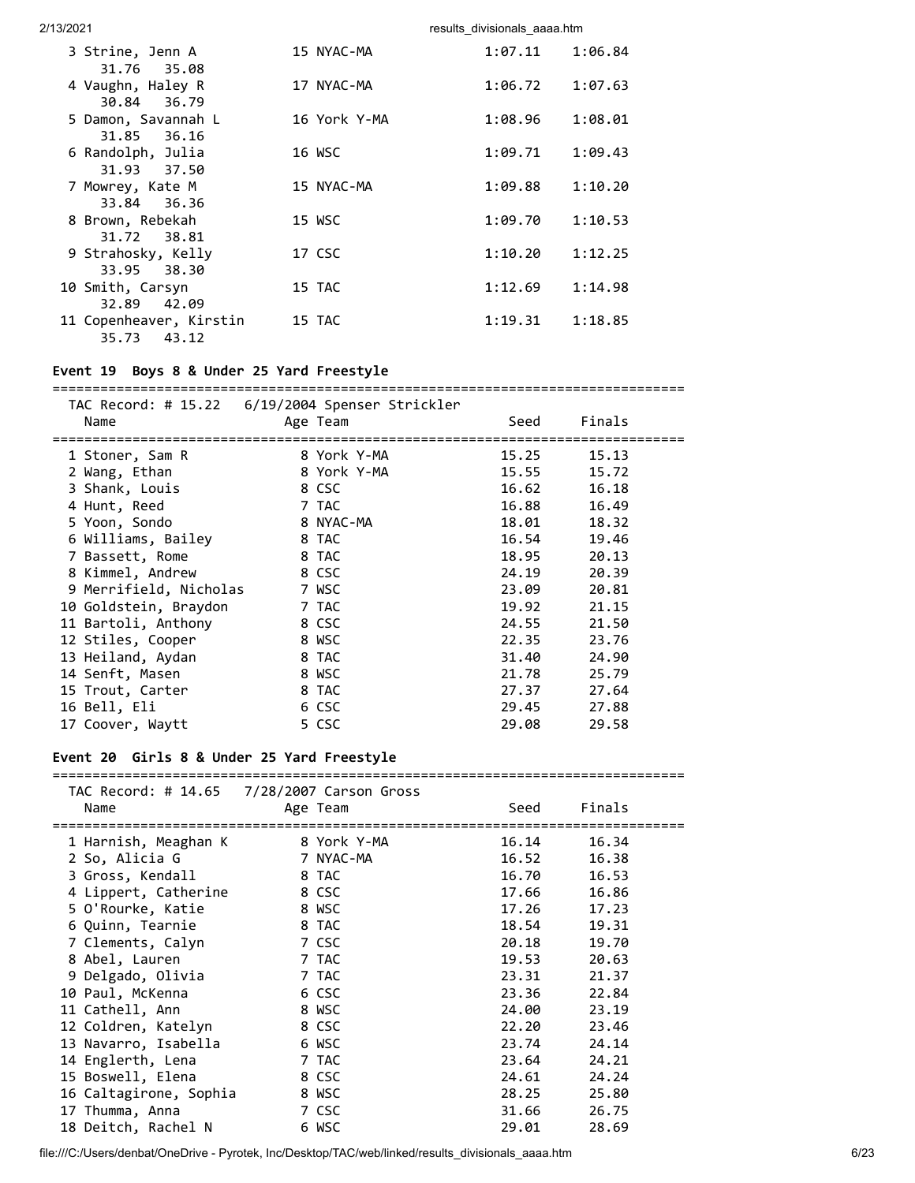| Place | Name | Age | Team | Seed | Finals |
|---|---|---|---|---|---|
| 3 | Strine, Jenn A | 15 | NYAC-MA | 1:07.11 | 1:06.84 |
| | 31.76  35.08 | | | | |
| 4 | Vaughn, Haley R | 17 | NYAC-MA | 1:06.72 | 1:07.63 |
| | 30.84  36.79 | | | | |
| 5 | Damon, Savannah L | 16 | York Y-MA | 1:08.96 | 1:08.01 |
| | 31.85  36.16 | | | | |
| 6 | Randolph, Julia | 16 | WSC | 1:09.71 | 1:09.43 |
| | 31.93  37.50 | | | | |
| 7 | Mowrey, Kate M | 15 | NYAC-MA | 1:09.88 | 1:10.20 |
| | 33.84  36.36 | | | | |
| 8 | Brown, Rebekah | 15 | WSC | 1:09.70 | 1:10.53 |
| | 31.72  38.81 | | | | |
| 9 | Strahosky, Kelly | 17 | CSC | 1:10.20 | 1:12.25 |
| | 33.95  38.30 | | | | |
| 10 | Smith, Carsyn | 15 | TAC | 1:12.69 | 1:14.98 |
| | 32.89  42.09 | | | | |
| 11 | Copenheaver, Kirstin | 15 | TAC | 1:19.31 | 1:18.85 |
| | 35.73  43.12 | | | | |

### Event 19  Boys 8 & Under 25 Yard Freestyle

TAC Record: # 15.22   6/19/2004 Spenser Strickler

| Place | Name | Age | Team | Seed | Finals |
|---|---|---|---|---|---|
| 1 | Stoner, Sam R | 8 | York Y-MA | 15.25 | 15.13 |
| 2 | Wang, Ethan | 8 | York Y-MA | 15.55 | 15.72 |
| 3 | Shank, Louis | 8 | CSC | 16.62 | 16.18 |
| 4 | Hunt, Reed | 7 | TAC | 16.88 | 16.49 |
| 5 | Yoon, Sondo | 8 | NYAC-MA | 18.01 | 18.32 |
| 6 | Williams, Bailey | 8 | TAC | 16.54 | 19.46 |
| 7 | Bassett, Rome | 8 | TAC | 18.95 | 20.13 |
| 8 | Kimmel, Andrew | 8 | CSC | 24.19 | 20.39 |
| 9 | Merrifield, Nicholas | 7 | WSC | 23.09 | 20.81 |
| 10 | Goldstein, Braydon | 7 | TAC | 19.92 | 21.15 |
| 11 | Bartoli, Anthony | 8 | CSC | 24.55 | 21.50 |
| 12 | Stiles, Cooper | 8 | WSC | 22.35 | 23.76 |
| 13 | Heiland, Aydan | 8 | TAC | 31.40 | 24.90 |
| 14 | Senft, Masen | 8 | WSC | 21.78 | 25.79 |
| 15 | Trout, Carter | 8 | TAC | 27.37 | 27.64 |
| 16 | Bell, Eli | 6 | CSC | 29.45 | 27.88 |
| 17 | Coover, Waytt | 5 | CSC | 29.08 | 29.58 |

### Event 20  Girls 8 & Under 25 Yard Freestyle

TAC Record: # 14.65   7/28/2007 Carson Gross

| Place | Name | Age | Team | Seed | Finals |
|---|---|---|---|---|---|
| 1 | Harnish, Meaghan K | 8 | York Y-MA | 16.14 | 16.34 |
| 2 | So, Alicia G | 7 | NYAC-MA | 16.52 | 16.38 |
| 3 | Gross, Kendall | 8 | TAC | 16.70 | 16.53 |
| 4 | Lippert, Catherine | 8 | CSC | 17.66 | 16.86 |
| 5 | O'Rourke, Katie | 8 | WSC | 17.26 | 17.23 |
| 6 | Quinn, Tearnie | 8 | TAC | 18.54 | 19.31 |
| 7 | Clements, Calyn | 7 | CSC | 20.18 | 19.70 |
| 8 | Abel, Lauren | 7 | TAC | 19.53 | 20.63 |
| 9 | Delgado, Olivia | 7 | TAC | 23.31 | 21.37 |
| 10 | Paul, McKenna | 6 | CSC | 23.36 | 22.84 |
| 11 | Cathell, Ann | 8 | WSC | 24.00 | 23.19 |
| 12 | Coldren, Katelyn | 8 | CSC | 22.20 | 23.46 |
| 13 | Navarro, Isabella | 6 | WSC | 23.74 | 24.14 |
| 14 | Englerth, Lena | 7 | TAC | 23.64 | 24.21 |
| 15 | Boswell, Elena | 8 | CSC | 24.61 | 24.24 |
| 16 | Caltagirone, Sophia | 8 | WSC | 28.25 | 25.80 |
| 17 | Thumma, Anna | 7 | CSC | 31.66 | 26.75 |
| 18 | Deitch, Rachel N | 6 | WSC | 29.01 | 28.69 |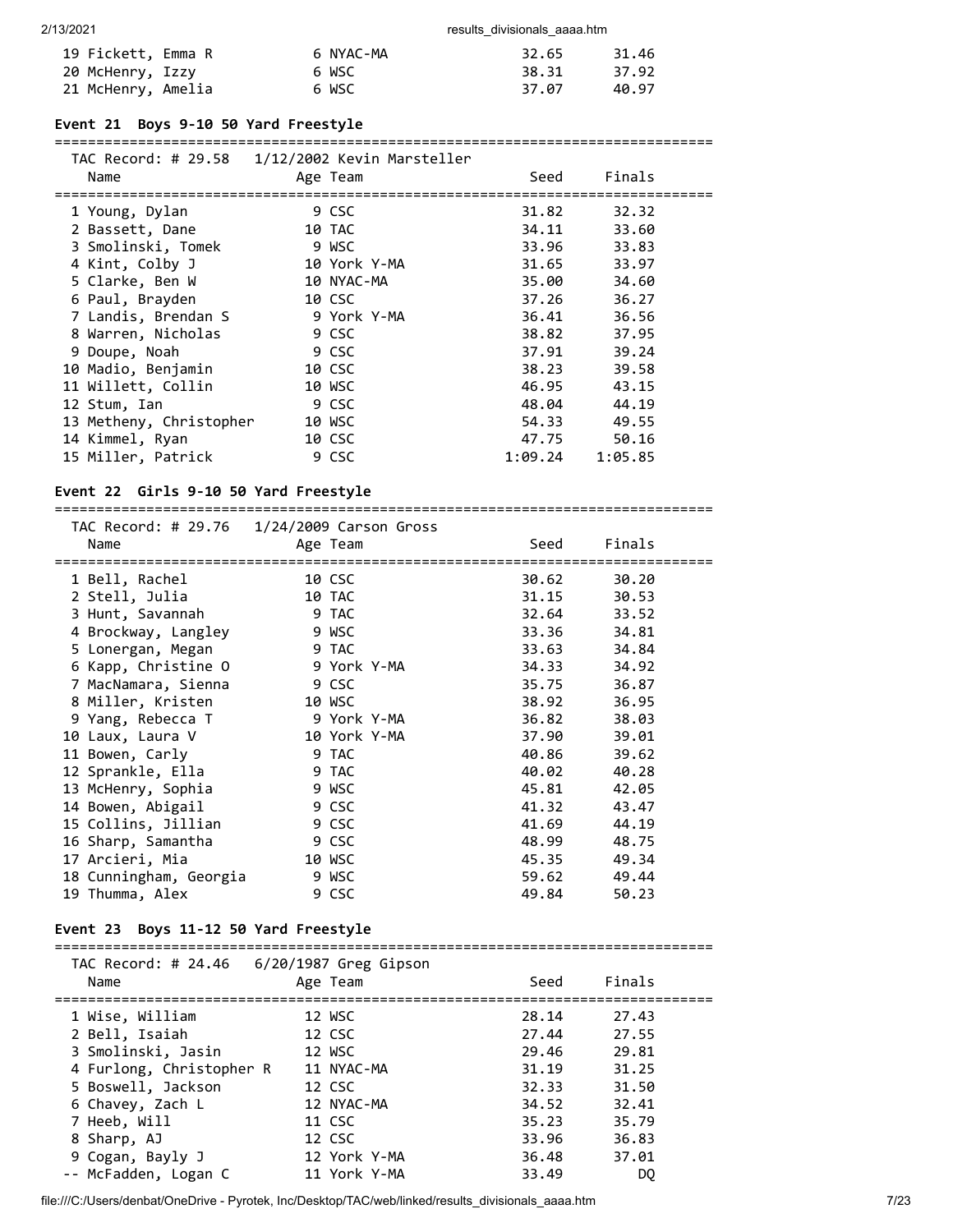| Name | Age | Team | Seed | Finals |
|---|---|---|---|---|
| 19 Fickett, Emma R | 6 | NYAC-MA | 32.65 | 31.46 |
| 20 McHenry, Izzy | 6 | WSC | 38.31 | 37.92 |
| 21 McHenry, Amelia | 6 | WSC | 37.07 | 40.97 |

### Event 21 Boys 9-10 50 Yard Freestyle

TAC Record: # 29.58 1/12/2002 Kevin Marsteller

| Name | Age | Team | Seed | Finals |
|---|---|---|---|---|
| 1 Young, Dylan | 9 | CSC | 31.82 | 32.32 |
| 2 Bassett, Dane | 10 | TAC | 34.11 | 33.60 |
| 3 Smolinski, Tomek | 9 | WSC | 33.96 | 33.83 |
| 4 Kint, Colby J | 10 | York Y-MA | 31.65 | 33.97 |
| 5 Clarke, Ben W | 10 | NYAC-MA | 35.00 | 34.60 |
| 6 Paul, Brayden | 10 | CSC | 37.26 | 36.27 |
| 7 Landis, Brendan S | 9 | York Y-MA | 36.41 | 36.56 |
| 8 Warren, Nicholas | 9 | CSC | 38.82 | 37.95 |
| 9 Doupe, Noah | 9 | CSC | 37.91 | 39.24 |
| 10 Madio, Benjamin | 10 | CSC | 38.23 | 39.58 |
| 11 Willett, Collin | 10 | WSC | 46.95 | 43.15 |
| 12 Stum, Ian | 9 | CSC | 48.04 | 44.19 |
| 13 Metheny, Christopher | 10 | WSC | 54.33 | 49.55 |
| 14 Kimmel, Ryan | 10 | CSC | 47.75 | 50.16 |
| 15 Miller, Patrick | 9 | CSC | 1:09.24 | 1:05.85 |

### Event 22 Girls 9-10 50 Yard Freestyle

TAC Record: # 29.76 1/24/2009 Carson Gross

| Name | Age | Team | Seed | Finals |
|---|---|---|---|---|
| 1 Bell, Rachel | 10 | CSC | 30.62 | 30.20 |
| 2 Stell, Julia | 10 | TAC | 31.15 | 30.53 |
| 3 Hunt, Savannah | 9 | TAC | 32.64 | 33.52 |
| 4 Brockway, Langley | 9 | WSC | 33.36 | 34.81 |
| 5 Lonergan, Megan | 9 | TAC | 33.63 | 34.84 |
| 6 Kapp, Christine O | 9 | York Y-MA | 34.33 | 34.92 |
| 7 MacNamara, Sienna | 9 | CSC | 35.75 | 36.87 |
| 8 Miller, Kristen | 10 | WSC | 38.92 | 36.95 |
| 9 Yang, Rebecca T | 9 | York Y-MA | 36.82 | 38.03 |
| 10 Laux, Laura V | 10 | York Y-MA | 37.90 | 39.01 |
| 11 Bowen, Carly | 9 | TAC | 40.86 | 39.62 |
| 12 Sprankle, Ella | 9 | TAC | 40.02 | 40.28 |
| 13 McHenry, Sophia | 9 | WSC | 45.81 | 42.05 |
| 14 Bowen, Abigail | 9 | CSC | 41.32 | 43.47 |
| 15 Collins, Jillian | 9 | CSC | 41.69 | 44.19 |
| 16 Sharp, Samantha | 9 | CSC | 48.99 | 48.75 |
| 17 Arcieri, Mia | 10 | WSC | 45.35 | 49.34 |
| 18 Cunningham, Georgia | 9 | WSC | 59.62 | 49.44 |
| 19 Thumma, Alex | 9 | CSC | 49.84 | 50.23 |

### Event 23 Boys 11-12 50 Yard Freestyle

TAC Record: # 24.46 6/20/1987 Greg Gipson

| Name | Age | Team | Seed | Finals |
|---|---|---|---|---|
| 1 Wise, William | 12 | WSC | 28.14 | 27.43 |
| 2 Bell, Isaiah | 12 | CSC | 27.44 | 27.55 |
| 3 Smolinski, Jasin | 12 | WSC | 29.46 | 29.81 |
| 4 Furlong, Christopher R | 11 | NYAC-MA | 31.19 | 31.25 |
| 5 Boswell, Jackson | 12 | CSC | 32.33 | 31.50 |
| 6 Chavey, Zach L | 12 | NYAC-MA | 34.52 | 32.41 |
| 7 Heeb, Will | 11 | CSC | 35.23 | 35.79 |
| 8 Sharp, AJ | 12 | CSC | 33.96 | 36.83 |
| 9 Cogan, Bayly J | 12 | York Y-MA | 36.48 | 37.01 |
| -- McFadden, Logan C | 11 | York Y-MA | 33.49 | DQ |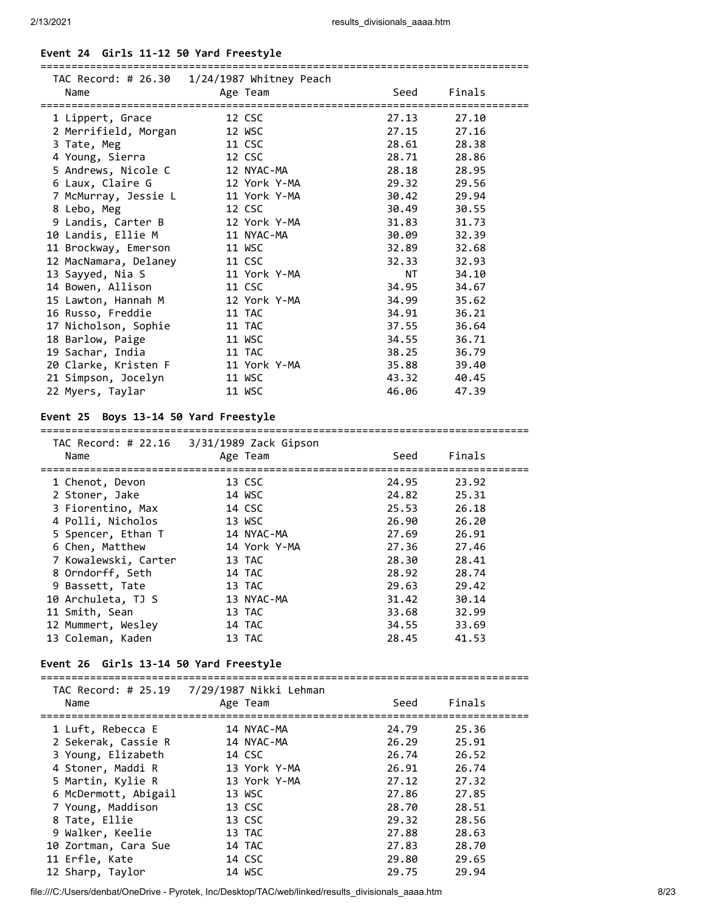### Event 24 Girls 11-12 50 Yard Freestyle

TAC Record: # 26.30 1/24/1987 Whitney Peach

| | Name | Age | Team | Seed | Finals |
|---|---|---|---|---|---|
| 1 | Lippert, Grace | 12 | CSC | 27.13 | 27.10 |
| 2 | Merrifield, Morgan | 12 | WSC | 27.15 | 27.16 |
| 3 | Tate, Meg | 11 | CSC | 28.61 | 28.38 |
| 4 | Young, Sierra | 12 | CSC | 28.71 | 28.86 |
| 5 | Andrews, Nicole C | 12 | NYAC-MA | 28.18 | 28.95 |
| 6 | Laux, Claire G | 12 | York Y-MA | 29.32 | 29.56 |
| 7 | McMurray, Jessie L | 11 | York Y-MA | 30.42 | 29.94 |
| 8 | Lebo, Meg | 12 | CSC | 30.49 | 30.55 |
| 9 | Landis, Carter B | 12 | York Y-MA | 31.83 | 31.73 |
| 10 | Landis, Ellie M | 11 | NYAC-MA | 30.09 | 32.39 |
| 11 | Brockway, Emerson | 11 | WSC | 32.89 | 32.68 |
| 12 | MacNamara, Delaney | 11 | CSC | 32.33 | 32.93 |
| 13 | Sayyed, Nia S | 11 | York Y-MA | NT | 34.10 |
| 14 | Bowen, Allison | 11 | CSC | 34.95 | 34.67 |
| 15 | Lawton, Hannah M | 12 | York Y-MA | 34.99 | 35.62 |
| 16 | Russo, Freddie | 11 | TAC | 34.91 | 36.21 |
| 17 | Nicholson, Sophie | 11 | TAC | 37.55 | 36.64 |
| 18 | Barlow, Paige | 11 | WSC | 34.55 | 36.71 |
| 19 | Sachar, India | 11 | TAC | 38.25 | 36.79 |
| 20 | Clarke, Kristen F | 11 | York Y-MA | 35.88 | 39.40 |
| 21 | Simpson, Jocelyn | 11 | WSC | 43.32 | 40.45 |
| 22 | Myers, Taylar | 11 | WSC | 46.06 | 47.39 |

### Event 25 Boys 13-14 50 Yard Freestyle

TAC Record: # 22.16 3/31/1989 Zack Gipson

| | Name | Age | Team | Seed | Finals |
|---|---|---|---|---|---|
| 1 | Chenot, Devon | 13 | CSC | 24.95 | 23.92 |
| 2 | Stoner, Jake | 14 | WSC | 24.82 | 25.31 |
| 3 | Fiorentino, Max | 14 | CSC | 25.53 | 26.18 |
| 4 | Polli, Nicholos | 13 | WSC | 26.90 | 26.20 |
| 5 | Spencer, Ethan T | 14 | NYAC-MA | 27.69 | 26.91 |
| 6 | Chen, Matthew | 14 | York Y-MA | 27.36 | 27.46 |
| 7 | Kowalewski, Carter | 13 | TAC | 28.30 | 28.41 |
| 8 | Orndorff, Seth | 14 | TAC | 28.92 | 28.74 |
| 9 | Bassett, Tate | 13 | TAC | 29.63 | 29.42 |
| 10 | Archuleta, TJ S | 13 | NYAC-MA | 31.42 | 30.14 |
| 11 | Smith, Sean | 13 | TAC | 33.68 | 32.99 |
| 12 | Mummert, Wesley | 14 | TAC | 34.55 | 33.69 |
| 13 | Coleman, Kaden | 13 | TAC | 28.45 | 41.53 |

### Event 26 Girls 13-14 50 Yard Freestyle

TAC Record: # 25.19 7/29/1987 Nikki Lehman

| | Name | Age | Team | Seed | Finals |
|---|---|---|---|---|---|
| 1 | Luft, Rebecca E | 14 | NYAC-MA | 24.79 | 25.36 |
| 2 | Sekerak, Cassie R | 14 | NYAC-MA | 26.29 | 25.91 |
| 3 | Young, Elizabeth | 14 | CSC | 26.74 | 26.52 |
| 4 | Stoner, Maddi R | 13 | York Y-MA | 26.91 | 26.74 |
| 5 | Martin, Kylie R | 13 | York Y-MA | 27.12 | 27.32 |
| 6 | McDermott, Abigail | 13 | WSC | 27.86 | 27.85 |
| 7 | Young, Maddison | 13 | CSC | 28.70 | 28.51 |
| 8 | Tate, Ellie | 13 | CSC | 29.32 | 28.56 |
| 9 | Walker, Keelie | 13 | TAC | 27.88 | 28.63 |
| 10 | Zortman, Cara Sue | 14 | TAC | 27.83 | 28.70 |
| 11 | Erfle, Kate | 14 | CSC | 29.80 | 29.65 |
| 12 | Sharp, Taylor | 14 | WSC | 29.75 | 29.94 |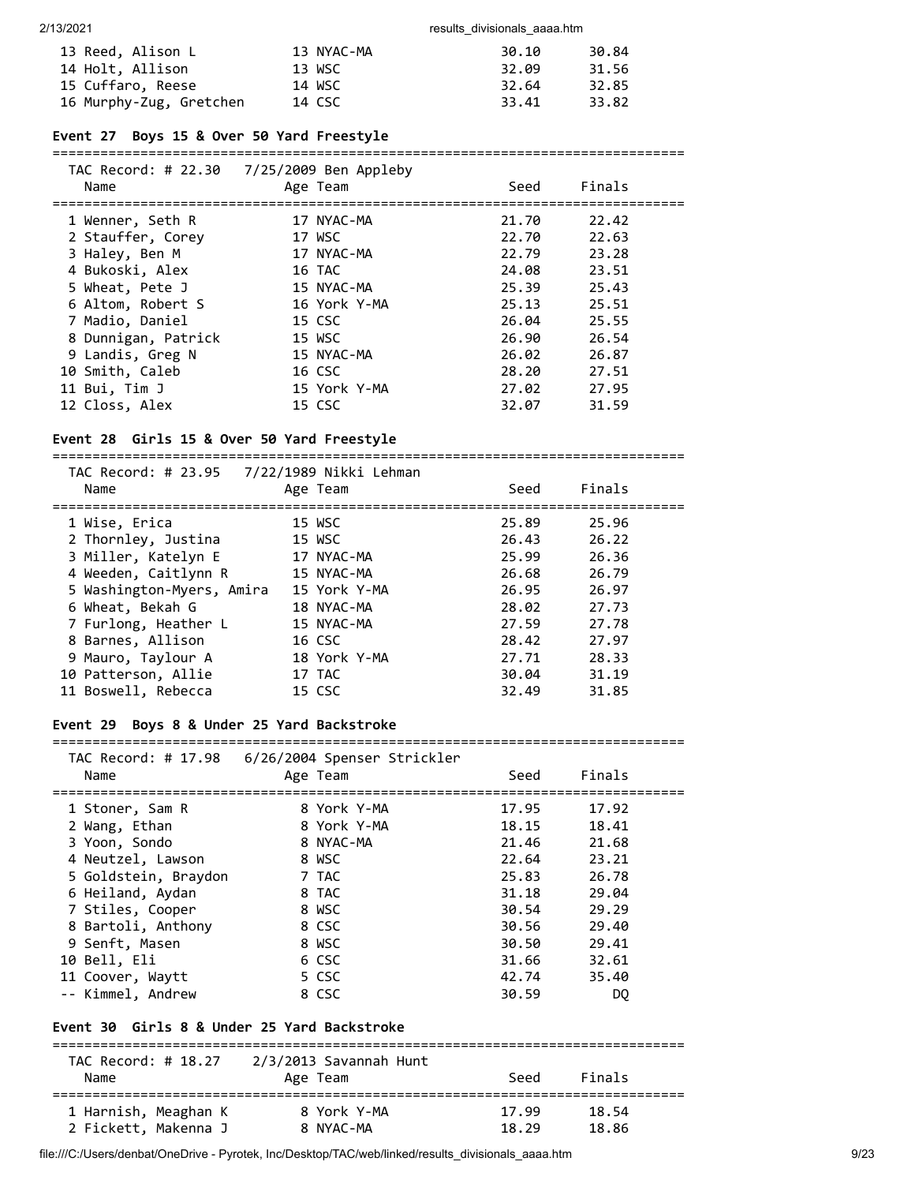| Name | Age | Team | Seed | Finals |
|---|---|---|---|---|
| 13 Reed, Alison L | 13 | NYAC-MA | 30.10 | 30.84 |
| 14 Holt, Allison | 13 | WSC | 32.09 | 31.56 |
| 15 Cuffaro, Reese | 14 | WSC | 32.64 | 32.85 |
| 16 Murphy-Zug, Gretchen | 14 | CSC | 33.41 | 33.82 |

### Event 27 Boys 15 & Over 50 Yard Freestyle

TAC Record: # 22.30 7/25/2009 Ben Appleby

| Name | Age | Team | Seed | Finals |
|---|---|---|---|---|
| 1 Wenner, Seth R | 17 | NYAC-MA | 21.70 | 22.42 |
| 2 Stauffer, Corey | 17 | WSC | 22.70 | 22.63 |
| 3 Haley, Ben M | 17 | NYAC-MA | 22.79 | 23.28 |
| 4 Bukoski, Alex | 16 | TAC | 24.08 | 23.51 |
| 5 Wheat, Pete J | 15 | NYAC-MA | 25.39 | 25.43 |
| 6 Altom, Robert S | 16 | York Y-MA | 25.13 | 25.51 |
| 7 Madio, Daniel | 15 | CSC | 26.04 | 25.55 |
| 8 Dunnigan, Patrick | 15 | WSC | 26.90 | 26.54 |
| 9 Landis, Greg N | 15 | NYAC-MA | 26.02 | 26.87 |
| 10 Smith, Caleb | 16 | CSC | 28.20 | 27.51 |
| 11 Bui, Tim J | 15 | York Y-MA | 27.02 | 27.95 |
| 12 Closs, Alex | 15 | CSC | 32.07 | 31.59 |

### Event 28 Girls 15 & Over 50 Yard Freestyle

TAC Record: # 23.95 7/22/1989 Nikki Lehman

| Name | Age | Team | Seed | Finals |
|---|---|---|---|---|
| 1 Wise, Erica | 15 | WSC | 25.89 | 25.96 |
| 2 Thornley, Justina | 15 | WSC | 26.43 | 26.22 |
| 3 Miller, Katelyn E | 17 | NYAC-MA | 25.99 | 26.36 |
| 4 Weeden, Caitlynn R | 15 | NYAC-MA | 26.68 | 26.79 |
| 5 Washington-Myers, Amira | 15 | York Y-MA | 26.95 | 26.97 |
| 6 Wheat, Bekah G | 18 | NYAC-MA | 28.02 | 27.73 |
| 7 Furlong, Heather L | 15 | NYAC-MA | 27.59 | 27.78 |
| 8 Barnes, Allison | 16 | CSC | 28.42 | 27.97 |
| 9 Mauro, Taylour A | 18 | York Y-MA | 27.71 | 28.33 |
| 10 Patterson, Allie | 17 | TAC | 30.04 | 31.19 |
| 11 Boswell, Rebecca | 15 | CSC | 32.49 | 31.85 |

### Event 29 Boys 8 & Under 25 Yard Backstroke

TAC Record: # 17.98 6/26/2004 Spenser Strickler

| Name | Age | Team | Seed | Finals |
|---|---|---|---|---|
| 1 Stoner, Sam R | 8 | York Y-MA | 17.95 | 17.92 |
| 2 Wang, Ethan | 8 | York Y-MA | 18.15 | 18.41 |
| 3 Yoon, Sondo | 8 | NYAC-MA | 21.46 | 21.68 |
| 4 Neutzel, Lawson | 8 | WSC | 22.64 | 23.21 |
| 5 Goldstein, Braydon | 7 | TAC | 25.83 | 26.78 |
| 6 Heiland, Aydan | 8 | TAC | 31.18 | 29.04 |
| 7 Stiles, Cooper | 8 | WSC | 30.54 | 29.29 |
| 8 Bartoli, Anthony | 8 | CSC | 30.56 | 29.40 |
| 9 Senft, Masen | 8 | WSC | 30.50 | 29.41 |
| 10 Bell, Eli | 6 | CSC | 31.66 | 32.61 |
| 11 Coover, Waytt | 5 | CSC | 42.74 | 35.40 |
| -- Kimmel, Andrew | 8 | CSC | 30.59 | DQ |

### Event 30 Girls 8 & Under 25 Yard Backstroke

TAC Record: # 18.27 2/3/2013 Savannah Hunt

| Name | Age | Team | Seed | Finals |
|---|---|---|---|---|
| 1 Harnish, Meaghan K | 8 | York Y-MA | 17.99 | 18.54 |
| 2 Fickett, Makenna J | 8 | NYAC-MA | 18.29 | 18.86 |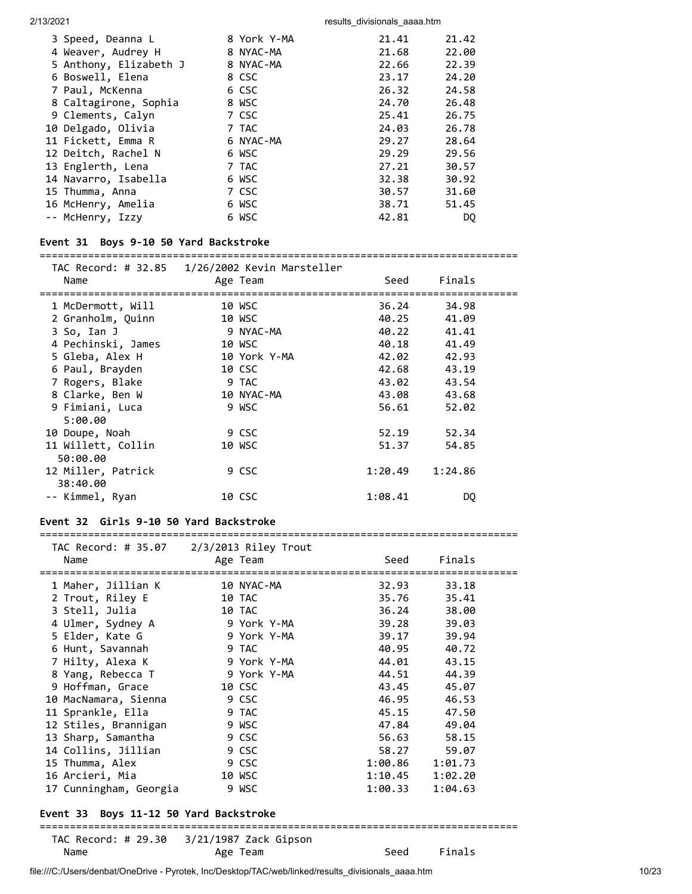| Place | Name | Age | Team | Seed | Finals |
|---|---|---|---|---|---|
| 3 | Speed, Deanna L | 8 | York Y-MA | 21.41 | 21.42 |
| 4 | Weaver, Audrey H | 8 | NYAC-MA | 21.68 | 22.00 |
| 5 | Anthony, Elizabeth J | 8 | NYAC-MA | 22.66 | 22.39 |
| 6 | Boswell, Elena | 8 | CSC | 23.17 | 24.20 |
| 7 | Paul, McKenna | 6 | CSC | 26.32 | 24.58 |
| 8 | Caltagirone, Sophia | 8 | WSC | 24.70 | 26.48 |
| 9 | Clements, Calyn | 7 | CSC | 25.41 | 26.75 |
| 10 | Delgado, Olivia | 7 | TAC | 24.03 | 26.78 |
| 11 | Fickett, Emma R | 6 | NYAC-MA | 29.27 | 28.64 |
| 12 | Deitch, Rachel N | 6 | WSC | 29.29 | 29.56 |
| 13 | Englerth, Lena | 7 | TAC | 27.21 | 30.57 |
| 14 | Navarro, Isabella | 6 | WSC | 32.38 | 30.92 |
| 15 | Thumma, Anna | 7 | CSC | 30.57 | 31.60 |
| 16 | McHenry, Amelia | 6 | WSC | 38.71 | 51.45 |
| -- | McHenry, Izzy | 6 | WSC | 42.81 | DQ |

### Event 31 Boys 9-10 50 Yard Backstroke

TAC Record: # 32.85 1/26/2002 Kevin Marsteller

| Place | Name | Age | Team | Seed | Finals |
|---|---|---|---|---|---|
| 1 | McDermott, Will | 10 | WSC | 36.24 | 34.98 |
| 2 | Granholm, Quinn | 10 | WSC | 40.25 | 41.09 |
| 3 | So, Ian J | 9 | NYAC-MA | 40.22 | 41.41 |
| 4 | Pechinski, James | 10 | WSC | 40.18 | 41.49 |
| 5 | Gleba, Alex H | 10 | York Y-MA | 42.02 | 42.93 |
| 6 | Paul, Brayden | 10 | CSC | 42.68 | 43.19 |
| 7 | Rogers, Blake | 9 | TAC | 43.02 | 43.54 |
| 8 | Clarke, Ben W | 10 | NYAC-MA | 43.08 | 43.68 |
| 9 | Fimiani, Luca 5:00.00 | 9 | WSC | 56.61 | 52.02 |
| 10 | Doupe, Noah | 9 | CSC | 52.19 | 52.34 |
| 11 | Willett, Collin 50:00.00 | 10 | WSC | 51.37 | 54.85 |
| 12 | Miller, Patrick 38:40.00 | 9 | CSC | 1:20.49 | 1:24.86 |
| -- | Kimmel, Ryan | 10 | CSC | 1:08.41 | DQ |

### Event 32 Girls 9-10 50 Yard Backstroke

TAC Record: # 35.07 2/3/2013 Riley Trout

| Place | Name | Age | Team | Seed | Finals |
|---|---|---|---|---|---|
| 1 | Maher, Jillian K | 10 | NYAC-MA | 32.93 | 33.18 |
| 2 | Trout, Riley E | 10 | TAC | 35.76 | 35.41 |
| 3 | Stell, Julia | 10 | TAC | 36.24 | 38.00 |
| 4 | Ulmer, Sydney A | 9 | York Y-MA | 39.28 | 39.03 |
| 5 | Elder, Kate G | 9 | York Y-MA | 39.17 | 39.94 |
| 6 | Hunt, Savannah | 9 | TAC | 40.95 | 40.72 |
| 7 | Hilty, Alexa K | 9 | York Y-MA | 44.01 | 43.15 |
| 8 | Yang, Rebecca T | 9 | York Y-MA | 44.51 | 44.39 |
| 9 | Hoffman, Grace | 10 | CSC | 43.45 | 45.07 |
| 10 | MacNamara, Sienna | 9 | CSC | 46.95 | 46.53 |
| 11 | Sprankle, Ella | 9 | TAC | 45.15 | 47.50 |
| 12 | Stiles, Brannigan | 9 | WSC | 47.84 | 49.04 |
| 13 | Sharp, Samantha | 9 | CSC | 56.63 | 58.15 |
| 14 | Collins, Jillian | 9 | CSC | 58.27 | 59.07 |
| 15 | Thumma, Alex | 9 | CSC | 1:00.86 | 1:01.73 |
| 16 | Arcieri, Mia | 10 | WSC | 1:10.45 | 1:02.20 |
| 17 | Cunningham, Georgia | 9 | WSC | 1:00.33 | 1:04.63 |

### Event 33 Boys 11-12 50 Yard Backstroke

TAC Record: # 29.30 3/21/1987 Zack Gipson

| Place | Name | Age | Team | Seed | Finals |
|---|---|---|---|---|---|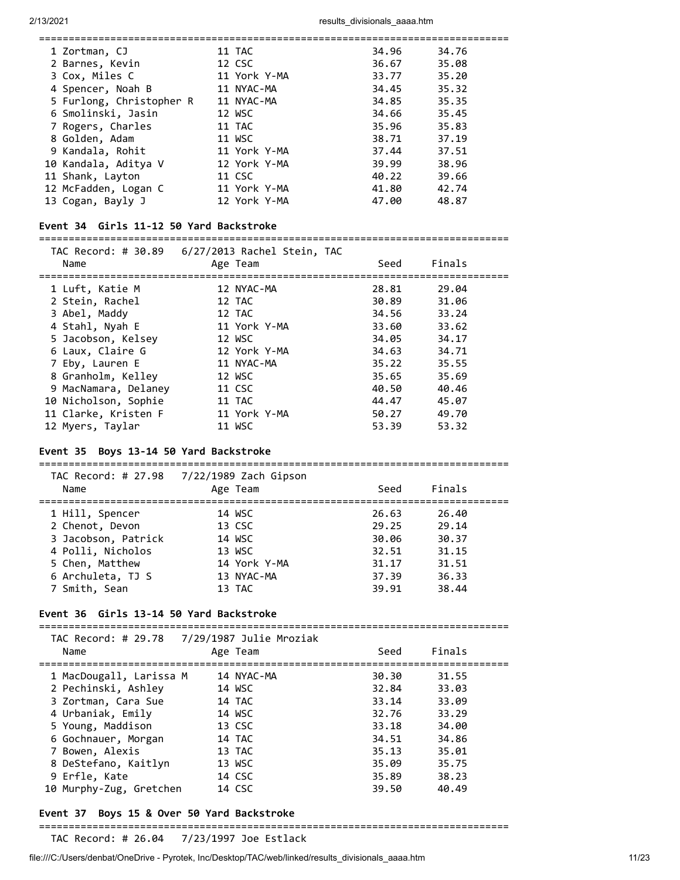| Name | Age | Team | Seed | Finals |
|---|---|---|---|---|
| 1 Zortman, CJ | 11 | TAC | 34.96 | 34.76 |
| 2 Barnes, Kevin | 12 | CSC | 36.67 | 35.08 |
| 3 Cox, Miles C | 11 | York Y-MA | 33.77 | 35.20 |
| 4 Spencer, Noah B | 11 | NYAC-MA | 34.45 | 35.32 |
| 5 Furlong, Christopher R | 11 | NYAC-MA | 34.85 | 35.35 |
| 6 Smolinski, Jasin | 12 | WSC | 34.66 | 35.45 |
| 7 Rogers, Charles | 11 | TAC | 35.96 | 35.83 |
| 8 Golden, Adam | 11 | WSC | 38.71 | 37.19 |
| 9 Kandala, Rohit | 11 | York Y-MA | 37.44 | 37.51 |
| 10 Kandala, Aditya V | 12 | York Y-MA | 39.99 | 38.96 |
| 11 Shank, Layton | 11 | CSC | 40.22 | 39.66 |
| 12 McFadden, Logan C | 11 | York Y-MA | 41.80 | 42.74 |
| 13 Cogan, Bayly J | 12 | York Y-MA | 47.00 | 48.87 |

### Event 34 Girls 11-12 50 Yard Backstroke

TAC Record: # 30.89 6/27/2013 Rachel Stein, TAC

| Name | Age | Team | Seed | Finals |
|---|---|---|---|---|
| 1 Luft, Katie M | 12 | NYAC-MA | 28.81 | 29.04 |
| 2 Stein, Rachel | 12 | TAC | 30.89 | 31.06 |
| 3 Abel, Maddy | 12 | TAC | 34.56 | 33.24 |
| 4 Stahl, Nyah E | 11 | York Y-MA | 33.60 | 33.62 |
| 5 Jacobson, Kelsey | 12 | WSC | 34.05 | 34.17 |
| 6 Laux, Claire G | 12 | York Y-MA | 34.63 | 34.71 |
| 7 Eby, Lauren E | 11 | NYAC-MA | 35.22 | 35.55 |
| 8 Granholm, Kelley | 12 | WSC | 35.65 | 35.69 |
| 9 MacNamara, Delaney | 11 | CSC | 40.50 | 40.46 |
| 10 Nicholson, Sophie | 11 | TAC | 44.47 | 45.07 |
| 11 Clarke, Kristen F | 11 | York Y-MA | 50.27 | 49.70 |
| 12 Myers, Taylar | 11 | WSC | 53.39 | 53.32 |

### Event 35 Boys 13-14 50 Yard Backstroke

TAC Record: # 27.98 7/22/1989 Zach Gipson

| Name | Age | Team | Seed | Finals |
|---|---|---|---|---|
| 1 Hill, Spencer | 14 | WSC | 26.63 | 26.40 |
| 2 Chenot, Devon | 13 | CSC | 29.25 | 29.14 |
| 3 Jacobson, Patrick | 14 | WSC | 30.06 | 30.37 |
| 4 Polli, Nicholos | 13 | WSC | 32.51 | 31.15 |
| 5 Chen, Matthew | 14 | York Y-MA | 31.17 | 31.51 |
| 6 Archuleta, TJ S | 13 | NYAC-MA | 37.39 | 36.33 |
| 7 Smith, Sean | 13 | TAC | 39.91 | 38.44 |

### Event 36 Girls 13-14 50 Yard Backstroke

TAC Record: # 29.78 7/29/1987 Julie Mroziak

| Name | Age | Team | Seed | Finals |
|---|---|---|---|---|
| 1 MacDougall, Larissa M | 14 | NYAC-MA | 30.30 | 31.55 |
| 2 Pechinski, Ashley | 14 | WSC | 32.84 | 33.03 |
| 3 Zortman, Cara Sue | 14 | TAC | 33.14 | 33.09 |
| 4 Urbaniak, Emily | 14 | WSC | 32.76 | 33.29 |
| 5 Young, Maddison | 13 | CSC | 33.18 | 34.00 |
| 6 Gochnauer, Morgan | 14 | TAC | 34.51 | 34.86 |
| 7 Bowen, Alexis | 13 | TAC | 35.13 | 35.01 |
| 8 DeStefano, Kaitlyn | 13 | WSC | 35.09 | 35.75 |
| 9 Erfle, Kate | 14 | CSC | 35.89 | 38.23 |
| 10 Murphy-Zug, Gretchen | 14 | CSC | 39.50 | 40.49 |

### Event 37 Boys 15 & Over 50 Yard Backstroke

TAC Record: # 26.04 7/23/1997 Joe Estlack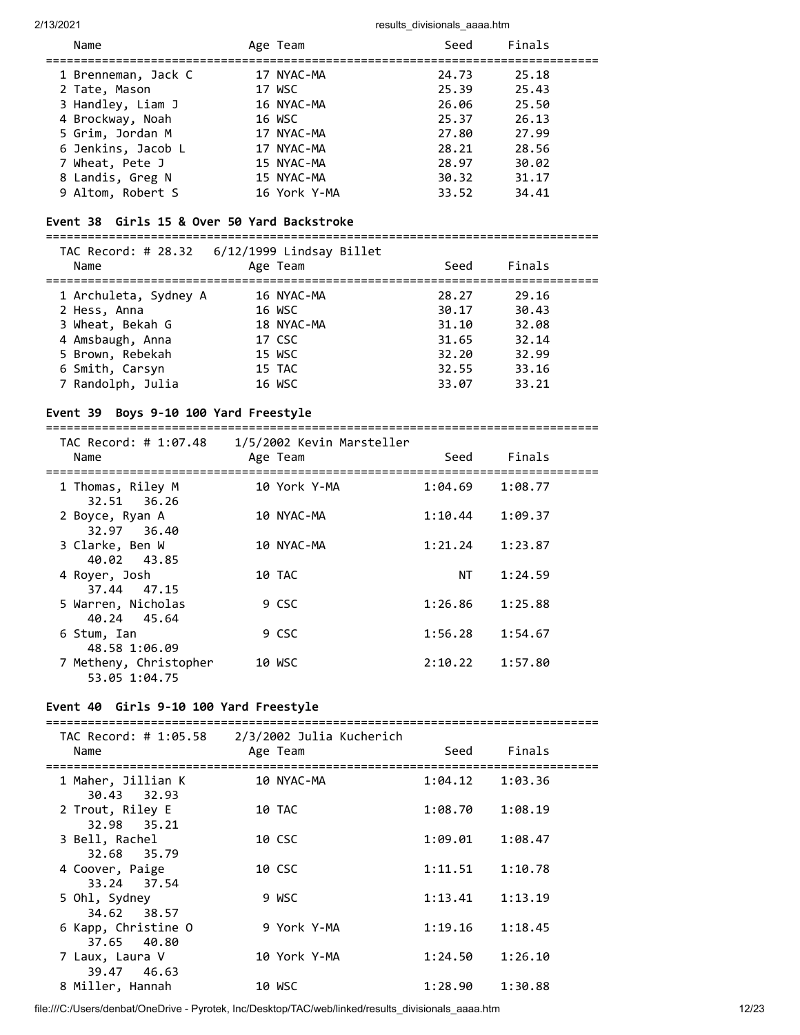| Name | Age | Team | Seed | Finals |
|---|---|---|---|---|
| 1 Brenneman, Jack C | 17 | NYAC-MA | 24.73 | 25.18 |
| 2 Tate, Mason | 17 | WSC | 25.39 | 25.43 |
| 3 Handley, Liam J | 16 | NYAC-MA | 26.06 | 25.50 |
| 4 Brockway, Noah | 16 | WSC | 25.37 | 26.13 |
| 5 Grim, Jordan M | 17 | NYAC-MA | 27.80 | 27.99 |
| 6 Jenkins, Jacob L | 17 | NYAC-MA | 28.21 | 28.56 |
| 7 Wheat, Pete J | 15 | NYAC-MA | 28.97 | 30.02 |
| 8 Landis, Greg N | 15 | NYAC-MA | 30.32 | 31.17 |
| 9 Altom, Robert S | 16 | York Y-MA | 33.52 | 34.41 |

### Event 38 Girls 15 & Over 50 Yard Backstroke

TAC Record: # 28.32 6/12/1999 Lindsay Billet

| Name | Age | Team | Seed | Finals |
|---|---|---|---|---|
| 1 Archuleta, Sydney A | 16 | NYAC-MA | 28.27 | 29.16 |
| 2 Hess, Anna | 16 | WSC | 30.17 | 30.43 |
| 3 Wheat, Bekah G | 18 | NYAC-MA | 31.10 | 32.08 |
| 4 Amsbaugh, Anna | 17 | CSC | 31.65 | 32.14 |
| 5 Brown, Rebekah | 15 | WSC | 32.20 | 32.99 |
| 6 Smith, Carsyn | 15 | TAC | 32.55 | 33.16 |
| 7 Randolph, Julia | 16 | WSC | 33.07 | 33.21 |

### Event 39 Boys 9-10 100 Yard Freestyle

TAC Record: # 1:07.48 1/5/2002 Kevin Marsteller

| Name | Age | Team | Seed | Finals | Splits |
|---|---|---|---|---|---|
| 1 Thomas, Riley M | 10 | York Y-MA | 1:04.69 | 1:08.77 | 32.51 36.26 |
| 2 Boyce, Ryan A | 10 | NYAC-MA | 1:10.44 | 1:09.37 | 32.97 36.40 |
| 3 Clarke, Ben W | 10 | NYAC-MA | 1:21.24 | 1:23.87 | 40.02 43.85 |
| 4 Royer, Josh | 10 | TAC | NT | 1:24.59 | 37.44 47.15 |
| 5 Warren, Nicholas | 9 | CSC | 1:26.86 | 1:25.88 | 40.24 45.64 |
| 6 Stum, Ian | 9 | CSC | 1:56.28 | 1:54.67 | 48.58 1:06.09 |
| 7 Metheny, Christopher | 10 | WSC | 2:10.22 | 1:57.80 | 53.05 1:04.75 |

### Event 40 Girls 9-10 100 Yard Freestyle

TAC Record: # 1:05.58 2/3/2002 Julia Kucherich

| Name | Age | Team | Seed | Finals | Splits |
|---|---|---|---|---|---|
| 1 Maher, Jillian K | 10 | NYAC-MA | 1:04.12 | 1:03.36 | 30.43 32.93 |
| 2 Trout, Riley E | 10 | TAC | 1:08.70 | 1:08.19 | 32.98 35.21 |
| 3 Bell, Rachel | 10 | CSC | 1:09.01 | 1:08.47 | 32.68 35.79 |
| 4 Coover, Paige | 10 | CSC | 1:11.51 | 1:10.78 | 33.24 37.54 |
| 5 Ohl, Sydney | 9 | WSC | 1:13.41 | 1:13.19 | 34.62 38.57 |
| 6 Kapp, Christine O | 9 | York Y-MA | 1:19.16 | 1:18.45 | 37.65 40.80 |
| 7 Laux, Laura V | 10 | York Y-MA | 1:24.50 | 1:26.10 | 39.47 46.63 |
| 8 Miller, Hannah | 10 | WSC | 1:28.90 | 1:30.88 | |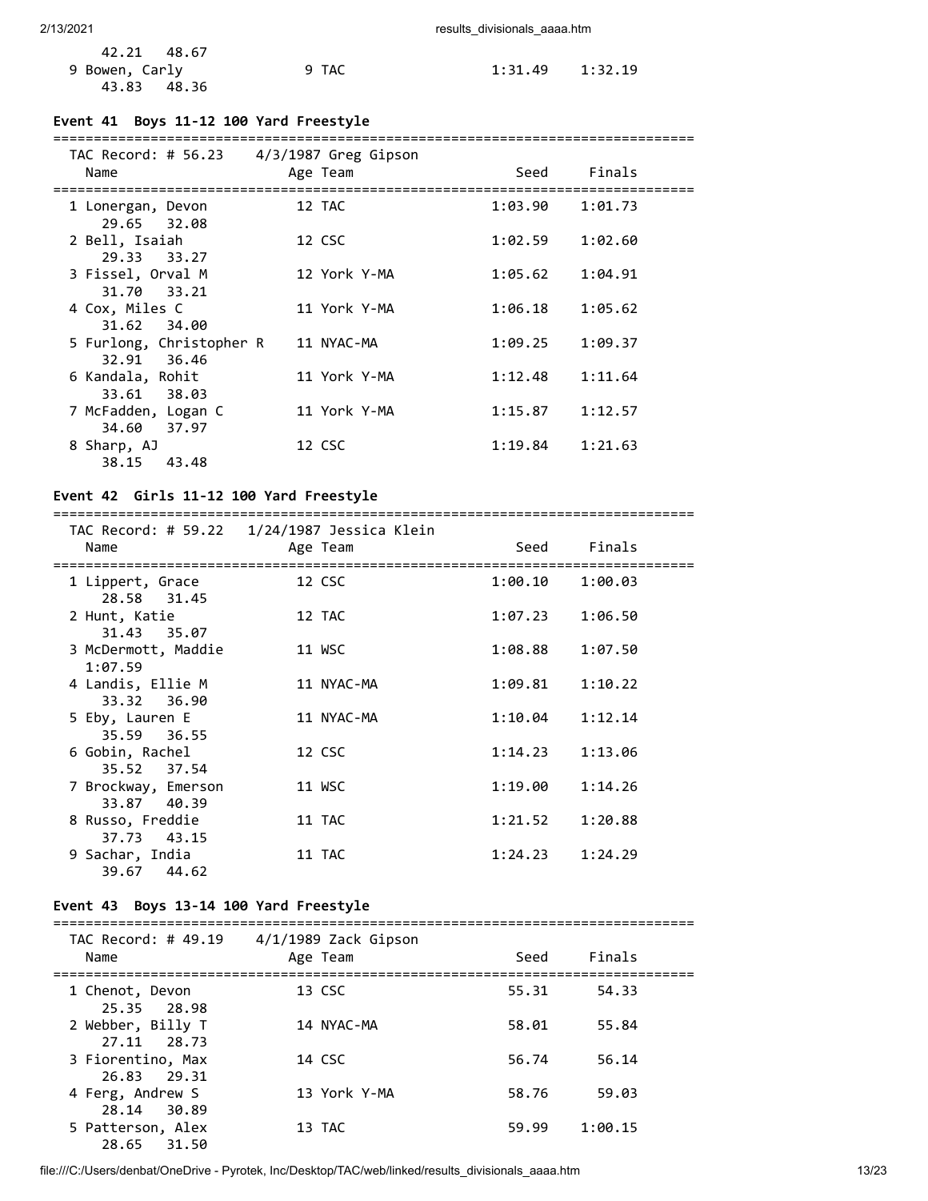42.21 48.67

| Name | Age | Team | Seed | Finals |
|---|---|---|---|---|
| 9 Bowen, Carly | 9 | TAC | 1:31.49 | 1:32.19 |
| 43.83 48.36 | | | | |

### Event 41 Boys 11-12 100 Yard Freestyle

TAC Record: # 56.23 4/3/1987 Greg Gipson

| Name | Age | Team | Seed | Finals |
|---|---|---|---|---|
| 1 Lonergan, Devon | 12 | TAC | 1:03.90 | 1:01.73 |
| 29.65 32.08 | | | | |
| 2 Bell, Isaiah | 12 | CSC | 1:02.59 | 1:02.60 |
| 29.33 33.27 | | | | |
| 3 Fissel, Orval M | 12 | York Y-MA | 1:05.62 | 1:04.91 |
| 31.70 33.21 | | | | |
| 4 Cox, Miles C | 11 | York Y-MA | 1:06.18 | 1:05.62 |
| 31.62 34.00 | | | | |
| 5 Furlong, Christopher R | 11 | NYAC-MA | 1:09.25 | 1:09.37 |
| 32.91 36.46 | | | | |
| 6 Kandala, Rohit | 11 | York Y-MA | 1:12.48 | 1:11.64 |
| 33.61 38.03 | | | | |
| 7 McFadden, Logan C | 11 | York Y-MA | 1:15.87 | 1:12.57 |
| 34.60 37.97 | | | | |
| 8 Sharp, AJ | 12 | CSC | 1:19.84 | 1:21.63 |
| 38.15 43.48 | | | | |

### Event 42 Girls 11-12 100 Yard Freestyle

TAC Record: # 59.22 1/24/1987 Jessica Klein

| Name | Age | Team | Seed | Finals |
|---|---|---|---|---|
| 1 Lippert, Grace | 12 | CSC | 1:00.10 | 1:00.03 |
| 28.58 31.45 | | | | |
| 2 Hunt, Katie | 12 | TAC | 1:07.23 | 1:06.50 |
| 31.43 35.07 | | | | |
| 3 McDermott, Maddie | 11 | WSC | 1:08.88 | 1:07.50 |
| 1:07.59 | | | | |
| 4 Landis, Ellie M | 11 | NYAC-MA | 1:09.81 | 1:10.22 |
| 33.32 36.90 | | | | |
| 5 Eby, Lauren E | 11 | NYAC-MA | 1:10.04 | 1:12.14 |
| 35.59 36.55 | | | | |
| 6 Gobin, Rachel | 12 | CSC | 1:14.23 | 1:13.06 |
| 35.52 37.54 | | | | |
| 7 Brockway, Emerson | 11 | WSC | 1:19.00 | 1:14.26 |
| 33.87 40.39 | | | | |
| 8 Russo, Freddie | 11 | TAC | 1:21.52 | 1:20.88 |
| 37.73 43.15 | | | | |
| 9 Sachar, India | 11 | TAC | 1:24.23 | 1:24.29 |
| 39.67 44.62 | | | | |

### Event 43 Boys 13-14 100 Yard Freestyle

TAC Record: # 49.19 4/1/1989 Zack Gipson

| Name | Age | Team | Seed | Finals |
|---|---|---|---|---|
| 1 Chenot, Devon | 13 | CSC | 55.31 | 54.33 |
| 25.35 28.98 | | | | |
| 2 Webber, Billy T | 14 | NYAC-MA | 58.01 | 55.84 |
| 27.11 28.73 | | | | |
| 3 Fiorentino, Max | 14 | CSC | 56.74 | 56.14 |
| 26.83 29.31 | | | | |
| 4 Ferg, Andrew S | 13 | York Y-MA | 58.76 | 59.03 |
| 28.14 30.89 | | | | |
| 5 Patterson, Alex | 13 | TAC | 59.99 | 1:00.15 |
| 28.65 31.50 | | | | |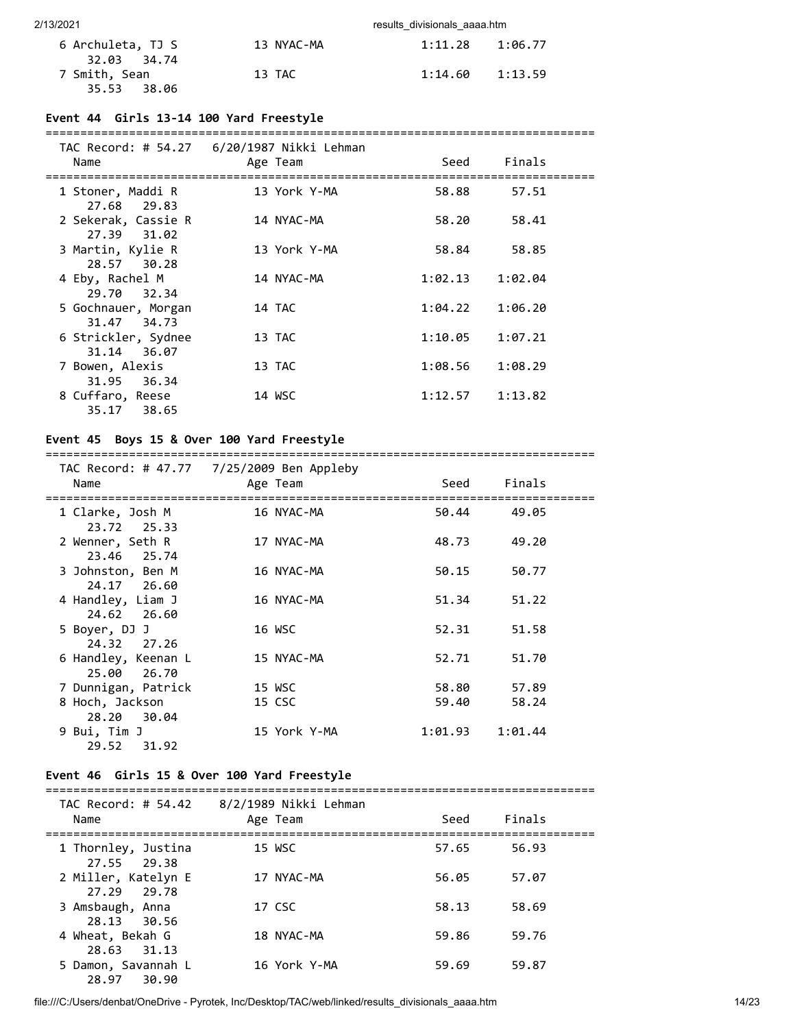| Name | Age | Team | Seed | Finals |
|---|---|---|---|---|
| 6 Archuleta, TJ S | 13 | NYAC-MA | 1:11.28 | 1:06.77 |
| 32.03 34.74 | | | | |
| 7 Smith, Sean | 13 | TAC | 1:14.60 | 1:13.59 |
| 35.53 38.06 | | | | |

### Event 44 Girls 13-14 100 Yard Freestyle

TAC Record: # 54.27 6/20/1987 Nikki Lehman

| Name | Age | Team | Seed | Finals |
|---|---|---|---|---|
| 1 Stoner, Maddi R | 13 | York Y-MA | 58.88 | 57.51 |
| 27.68 29.83 | | | | |
| 2 Sekerak, Cassie R | 14 | NYAC-MA | 58.20 | 58.41 |
| 27.39 31.02 | | | | |
| 3 Martin, Kylie R | 13 | York Y-MA | 58.84 | 58.85 |
| 28.57 30.28 | | | | |
| 4 Eby, Rachel M | 14 | NYAC-MA | 1:02.13 | 1:02.04 |
| 29.70 32.34 | | | | |
| 5 Gochnauer, Morgan | 14 | TAC | 1:04.22 | 1:06.20 |
| 31.47 34.73 | | | | |
| 6 Strickler, Sydnee | 13 | TAC | 1:10.05 | 1:07.21 |
| 31.14 36.07 | | | | |
| 7 Bowen, Alexis | 13 | TAC | 1:08.56 | 1:08.29 |
| 31.95 36.34 | | | | |
| 8 Cuffaro, Reese | 14 | WSC | 1:12.57 | 1:13.82 |
| 35.17 38.65 | | | | |

### Event 45 Boys 15 & Over 100 Yard Freestyle

TAC Record: # 47.77 7/25/2009 Ben Appleby

| Name | Age | Team | Seed | Finals |
|---|---|---|---|---|
| 1 Clarke, Josh M | 16 | NYAC-MA | 50.44 | 49.05 |
| 23.72 25.33 | | | | |
| 2 Wenner, Seth R | 17 | NYAC-MA | 48.73 | 49.20 |
| 23.46 25.74 | | | | |
| 3 Johnston, Ben M | 16 | NYAC-MA | 50.15 | 50.77 |
| 24.17 26.60 | | | | |
| 4 Handley, Liam J | 16 | NYAC-MA | 51.34 | 51.22 |
| 24.62 26.60 | | | | |
| 5 Boyer, DJ J | 16 | WSC | 52.31 | 51.58 |
| 24.32 27.26 | | | | |
| 6 Handley, Keenan L | 15 | NYAC-MA | 52.71 | 51.70 |
| 25.00 26.70 | | | | |
| 7 Dunnigan, Patrick | 15 | WSC | 58.80 | 57.89 |
| 8 Hoch, Jackson | 15 | CSC | 59.40 | 58.24 |
| 28.20 30.04 | | | | |
| 9 Bui, Tim J | 15 | York Y-MA | 1:01.93 | 1:01.44 |
| 29.52 31.92 | | | | |

### Event 46 Girls 15 & Over 100 Yard Freestyle

TAC Record: # 54.42 8/2/1989 Nikki Lehman

| Name | Age | Team | Seed | Finals |
|---|---|---|---|---|
| 1 Thornley, Justina | 15 | WSC | 57.65 | 56.93 |
| 27.55 29.38 | | | | |
| 2 Miller, Katelyn E | 17 | NYAC-MA | 56.05 | 57.07 |
| 27.29 29.78 | | | | |
| 3 Amsbaugh, Anna | 17 | CSC | 58.13 | 58.69 |
| 28.13 30.56 | | | | |
| 4 Wheat, Bekah G | 18 | NYAC-MA | 59.86 | 59.76 |
| 28.63 31.13 | | | | |
| 5 Damon, Savannah L | 16 | York Y-MA | 59.69 | 59.87 |
| 28.97 30.90 | | | | |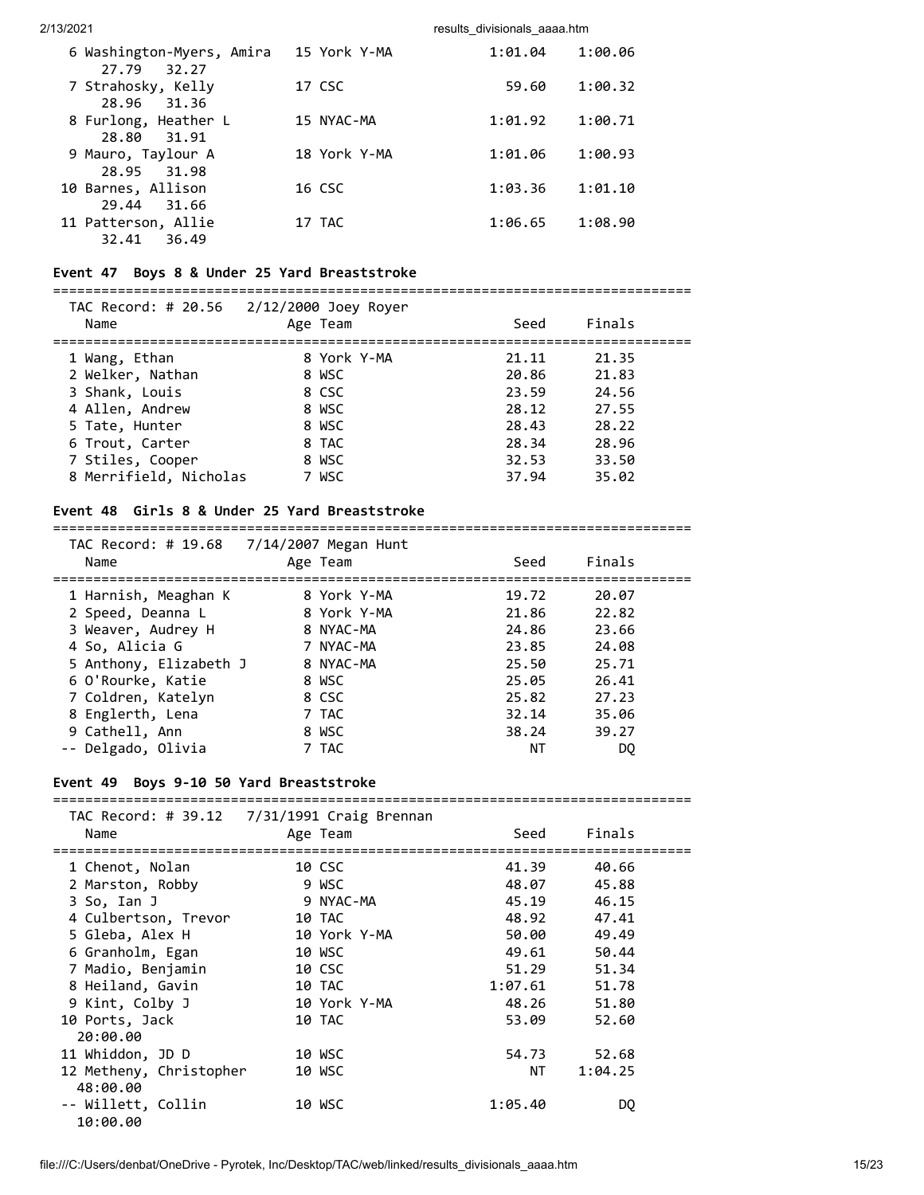| Name | Age | Team | Seed | Finals |
|---|---|---|---|---|
| 6 Washington-Myers, Amira | 15 | York Y-MA | 1:01.04 | 1:00.06 |
| 27.79 32.27 | | | | |
| 7 Strahosky, Kelly | 17 | CSC | 59.60 | 1:00.32 |
| 28.96 31.36 | | | | |
| 8 Furlong, Heather L | 15 | NYAC-MA | 1:01.92 | 1:00.71 |
| 28.80 31.91 | | | | |
| 9 Mauro, Taylour A | 18 | York Y-MA | 1:01.06 | 1:00.93 |
| 28.95 31.98 | | | | |
| 10 Barnes, Allison | 16 | CSC | 1:03.36 | 1:01.10 |
| 29.44 31.66 | | | | |
| 11 Patterson, Allie | 17 | TAC | 1:06.65 | 1:08.90 |
| 32.41 36.49 | | | | |

### Event 47 Boys 8 & Under 25 Yard Breaststroke

TAC Record: # 20.56 2/12/2000 Joey Royer

| Name | Age | Team | Seed | Finals |
|---|---|---|---|---|
| 1 Wang, Ethan | 8 | York Y-MA | 21.11 | 21.35 |
| 2 Welker, Nathan | 8 | WSC | 20.86 | 21.83 |
| 3 Shank, Louis | 8 | CSC | 23.59 | 24.56 |
| 4 Allen, Andrew | 8 | WSC | 28.12 | 27.55 |
| 5 Tate, Hunter | 8 | WSC | 28.43 | 28.22 |
| 6 Trout, Carter | 8 | TAC | 28.34 | 28.96 |
| 7 Stiles, Cooper | 8 | WSC | 32.53 | 33.50 |
| 8 Merrifield, Nicholas | 7 | WSC | 37.94 | 35.02 |

### Event 48 Girls 8 & Under 25 Yard Breaststroke

TAC Record: # 19.68 7/14/2007 Megan Hunt

| Name | Age | Team | Seed | Finals |
|---|---|---|---|---|
| 1 Harnish, Meaghan K | 8 | York Y-MA | 19.72 | 20.07 |
| 2 Speed, Deanna L | 8 | York Y-MA | 21.86 | 22.82 |
| 3 Weaver, Audrey H | 8 | NYAC-MA | 24.86 | 23.66 |
| 4 So, Alicia G | 7 | NYAC-MA | 23.85 | 24.08 |
| 5 Anthony, Elizabeth J | 8 | NYAC-MA | 25.50 | 25.71 |
| 6 O'Rourke, Katie | 8 | WSC | 25.05 | 26.41 |
| 7 Coldren, Katelyn | 8 | CSC | 25.82 | 27.23 |
| 8 Englerth, Lena | 7 | TAC | 32.14 | 35.06 |
| 9 Cathell, Ann | 8 | WSC | 38.24 | 39.27 |
| -- Delgado, Olivia | 7 | TAC | NT | DQ |

### Event 49 Boys 9-10 50 Yard Breaststroke

TAC Record: # 39.12 7/31/1991 Craig Brennan

| Name | Age | Team | Seed | Finals |
|---|---|---|---|---|
| 1 Chenot, Nolan | 10 | CSC | 41.39 | 40.66 |
| 2 Marston, Robby | 9 | WSC | 48.07 | 45.88 |
| 3 So, Ian J | 9 | NYAC-MA | 45.19 | 46.15 |
| 4 Culbertson, Trevor | 10 | TAC | 48.92 | 47.41 |
| 5 Gleba, Alex H | 10 | York Y-MA | 50.00 | 49.49 |
| 6 Granholm, Egan | 10 | WSC | 49.61 | 50.44 |
| 7 Madio, Benjamin | 10 | CSC | 51.29 | 51.34 |
| 8 Heiland, Gavin | 10 | TAC | 1:07.61 | 51.78 |
| 9 Kint, Colby J | 10 | York Y-MA | 48.26 | 51.80 |
| 10 Ports, Jack | 10 | TAC | 53.09 | 52.60 |
| 20:00.00 | | | | |
| 11 Whiddon, JD D | 10 | WSC | 54.73 | 52.68 |
| 12 Metheny, Christopher | 10 | WSC | NT | 1:04.25 |
| 48:00.00 | | | | |
| -- Willett, Collin | 10 | WSC | 1:05.40 | DQ |
| 10:00.00 | | | | |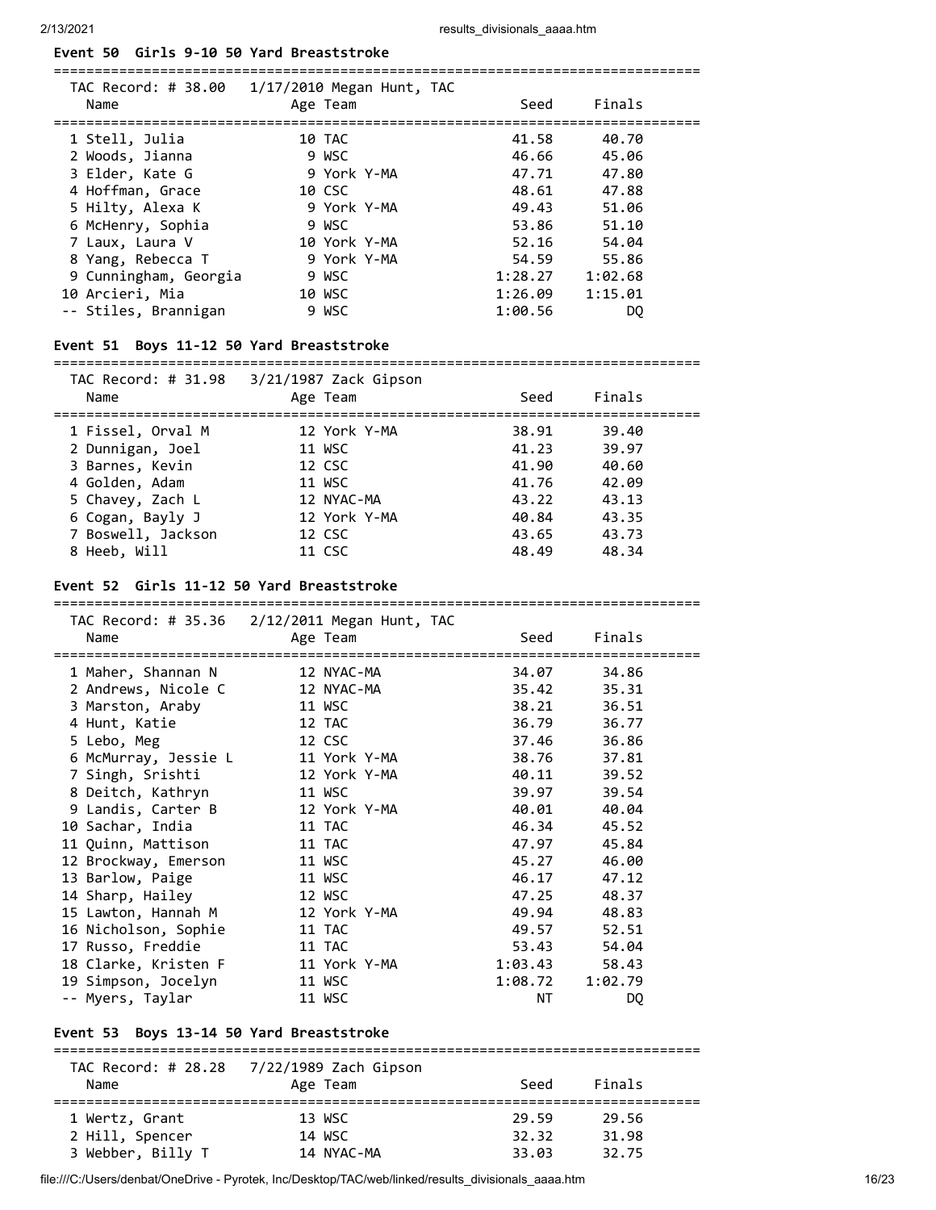### Event 50 Girls 9-10 50 Yard Breaststroke

TAC Record: # 38.00 1/17/2010 Megan Hunt, TAC

| Place | Name | Age | Team | Seed | Finals |
|---|---|---|---|---|---|
| 1 | Stell, Julia | 10 | TAC | 41.58 | 40.70 |
| 2 | Woods, Jianna | 9 | WSC | 46.66 | 45.06 |
| 3 | Elder, Kate G | 9 | York Y-MA | 47.71 | 47.80 |
| 4 | Hoffman, Grace | 10 | CSC | 48.61 | 47.88 |
| 5 | Hilty, Alexa K | 9 | York Y-MA | 49.43 | 51.06 |
| 6 | McHenry, Sophia | 9 | WSC | 53.86 | 51.10 |
| 7 | Laux, Laura V | 10 | York Y-MA | 52.16 | 54.04 |
| 8 | Yang, Rebecca T | 9 | York Y-MA | 54.59 | 55.86 |
| 9 | Cunningham, Georgia | 9 | WSC | 1:28.27 | 1:02.68 |
| 10 | Arcieri, Mia | 10 | WSC | 1:26.09 | 1:15.01 |
| -- | Stiles, Brannigan | 9 | WSC | 1:00.56 | DQ |

### Event 51 Boys 11-12 50 Yard Breaststroke

TAC Record: # 31.98 3/21/1987 Zack Gipson

| Place | Name | Age | Team | Seed | Finals |
|---|---|---|---|---|---|
| 1 | Fissel, Orval M | 12 | York Y-MA | 38.91 | 39.40 |
| 2 | Dunnigan, Joel | 11 | WSC | 41.23 | 39.97 |
| 3 | Barnes, Kevin | 12 | CSC | 41.90 | 40.60 |
| 4 | Golden, Adam | 11 | WSC | 41.76 | 42.09 |
| 5 | Chavey, Zach L | 12 | NYAC-MA | 43.22 | 43.13 |
| 6 | Cogan, Bayly J | 12 | York Y-MA | 40.84 | 43.35 |
| 7 | Boswell, Jackson | 12 | CSC | 43.65 | 43.73 |
| 8 | Heeb, Will | 11 | CSC | 48.49 | 48.34 |

### Event 52 Girls 11-12 50 Yard Breaststroke

TAC Record: # 35.36 2/12/2011 Megan Hunt, TAC

| Place | Name | Age | Team | Seed | Finals |
|---|---|---|---|---|---|
| 1 | Maher, Shannan N | 12 | NYAC-MA | 34.07 | 34.86 |
| 2 | Andrews, Nicole C | 12 | NYAC-MA | 35.42 | 35.31 |
| 3 | Marston, Araby | 11 | WSC | 38.21 | 36.51 |
| 4 | Hunt, Katie | 12 | TAC | 36.79 | 36.77 |
| 5 | Lebo, Meg | 12 | CSC | 37.46 | 36.86 |
| 6 | McMurray, Jessie L | 11 | York Y-MA | 38.76 | 37.81 |
| 7 | Singh, Srishti | 12 | York Y-MA | 40.11 | 39.52 |
| 8 | Deitch, Kathryn | 11 | WSC | 39.97 | 39.54 |
| 9 | Landis, Carter B | 12 | York Y-MA | 40.01 | 40.04 |
| 10 | Sachar, India | 11 | TAC | 46.34 | 45.52 |
| 11 | Quinn, Mattison | 11 | TAC | 47.97 | 45.84 |
| 12 | Brockway, Emerson | 11 | WSC | 45.27 | 46.00 |
| 13 | Barlow, Paige | 11 | WSC | 46.17 | 47.12 |
| 14 | Sharp, Hailey | 12 | WSC | 47.25 | 48.37 |
| 15 | Lawton, Hannah M | 12 | York Y-MA | 49.94 | 48.83 |
| 16 | Nicholson, Sophie | 11 | TAC | 49.57 | 52.51 |
| 17 | Russo, Freddie | 11 | TAC | 53.43 | 54.04 |
| 18 | Clarke, Kristen F | 11 | York Y-MA | 1:03.43 | 58.43 |
| 19 | Simpson, Jocelyn | 11 | WSC | 1:08.72 | 1:02.79 |
| -- | Myers, Taylar | 11 | WSC | NT | DQ |

### Event 53 Boys 13-14 50 Yard Breaststroke

TAC Record: # 28.28 7/22/1989 Zach Gipson

| Place | Name | Age | Team | Seed | Finals |
|---|---|---|---|---|---|
| 1 | Wertz, Grant | 13 | WSC | 29.59 | 29.56 |
| 2 | Hill, Spencer | 14 | WSC | 32.32 | 31.98 |
| 3 | Webber, Billy T | 14 | NYAC-MA | 33.03 | 32.75 |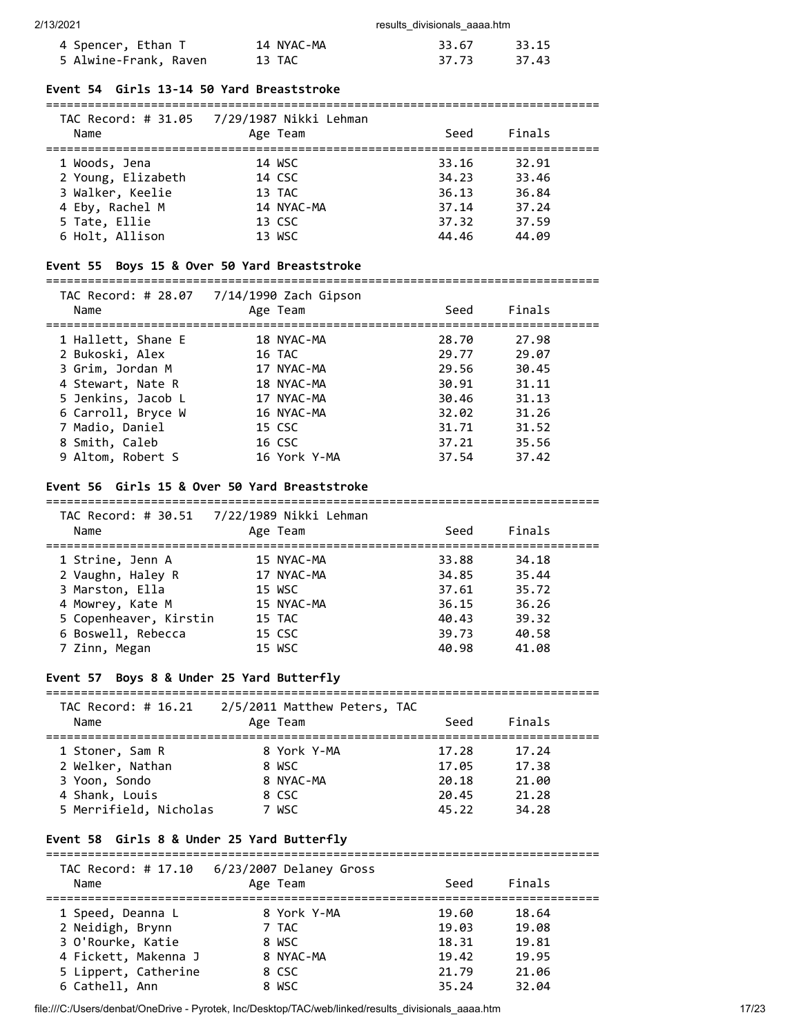| Name | Age | Team | Seed | Finals |
|---|---|---|---|---|
| 4 Spencer, Ethan T | 14 | NYAC-MA | 33.67 | 33.15 |
| 5 Alwine-Frank, Raven | 13 | TAC | 37.73 | 37.43 |

### Event 54 Girls 13-14 50 Yard Breaststroke

TAC Record: # 31.05 7/29/1987 Nikki Lehman

| Name | Age | Team | Seed | Finals |
|---|---|---|---|---|
| 1 Woods, Jena | 14 | WSC | 33.16 | 32.91 |
| 2 Young, Elizabeth | 14 | CSC | 34.23 | 33.46 |
| 3 Walker, Keelie | 13 | TAC | 36.13 | 36.84 |
| 4 Eby, Rachel M | 14 | NYAC-MA | 37.14 | 37.24 |
| 5 Tate, Ellie | 13 | CSC | 37.32 | 37.59 |
| 6 Holt, Allison | 13 | WSC | 44.46 | 44.09 |

### Event 55 Boys 15 & Over 50 Yard Breaststroke

TAC Record: # 28.07 7/14/1990 Zach Gipson

| Name | Age | Team | Seed | Finals |
|---|---|---|---|---|
| 1 Hallett, Shane E | 18 | NYAC-MA | 28.70 | 27.98 |
| 2 Bukoski, Alex | 16 | TAC | 29.77 | 29.07 |
| 3 Grim, Jordan M | 17 | NYAC-MA | 29.56 | 30.45 |
| 4 Stewart, Nate R | 18 | NYAC-MA | 30.91 | 31.11 |
| 5 Jenkins, Jacob L | 17 | NYAC-MA | 30.46 | 31.13 |
| 6 Carroll, Bryce W | 16 | NYAC-MA | 32.02 | 31.26 |
| 7 Madio, Daniel | 15 | CSC | 31.71 | 31.52 |
| 8 Smith, Caleb | 16 | CSC | 37.21 | 35.56 |
| 9 Altom, Robert S | 16 | York Y-MA | 37.54 | 37.42 |

### Event 56 Girls 15 & Over 50 Yard Breaststroke

TAC Record: # 30.51 7/22/1989 Nikki Lehman

| Name | Age | Team | Seed | Finals |
|---|---|---|---|---|
| 1 Strine, Jenn A | 15 | NYAC-MA | 33.88 | 34.18 |
| 2 Vaughn, Haley R | 17 | NYAC-MA | 34.85 | 35.44 |
| 3 Marston, Ella | 15 | WSC | 37.61 | 35.72 |
| 4 Mowrey, Kate M | 15 | NYAC-MA | 36.15 | 36.26 |
| 5 Copenheaver, Kirstin | 15 | TAC | 40.43 | 39.32 |
| 6 Boswell, Rebecca | 15 | CSC | 39.73 | 40.58 |
| 7 Zinn, Megan | 15 | WSC | 40.98 | 41.08 |

### Event 57 Boys 8 & Under 25 Yard Butterfly

TAC Record: # 16.21 2/5/2011 Matthew Peters, TAC

| Name | Age | Team | Seed | Finals |
|---|---|---|---|---|
| 1 Stoner, Sam R | 8 | York Y-MA | 17.28 | 17.24 |
| 2 Welker, Nathan | 8 | WSC | 17.05 | 17.38 |
| 3 Yoon, Sondo | 8 | NYAC-MA | 20.18 | 21.00 |
| 4 Shank, Louis | 8 | CSC | 20.45 | 21.28 |
| 5 Merrifield, Nicholas | 7 | WSC | 45.22 | 34.28 |

### Event 58 Girls 8 & Under 25 Yard Butterfly

TAC Record: # 17.10 6/23/2007 Delaney Gross

| Name | Age | Team | Seed | Finals |
|---|---|---|---|---|
| 1 Speed, Deanna L | 8 | York Y-MA | 19.60 | 18.64 |
| 2 Neidigh, Brynn | 7 | TAC | 19.03 | 19.08 |
| 3 O'Rourke, Katie | 8 | WSC | 18.31 | 19.81 |
| 4 Fickett, Makenna J | 8 | NYAC-MA | 19.42 | 19.95 |
| 5 Lippert, Catherine | 8 | CSC | 21.79 | 21.06 |
| 6 Cathell, Ann | 8 | WSC | 35.24 | 32.04 |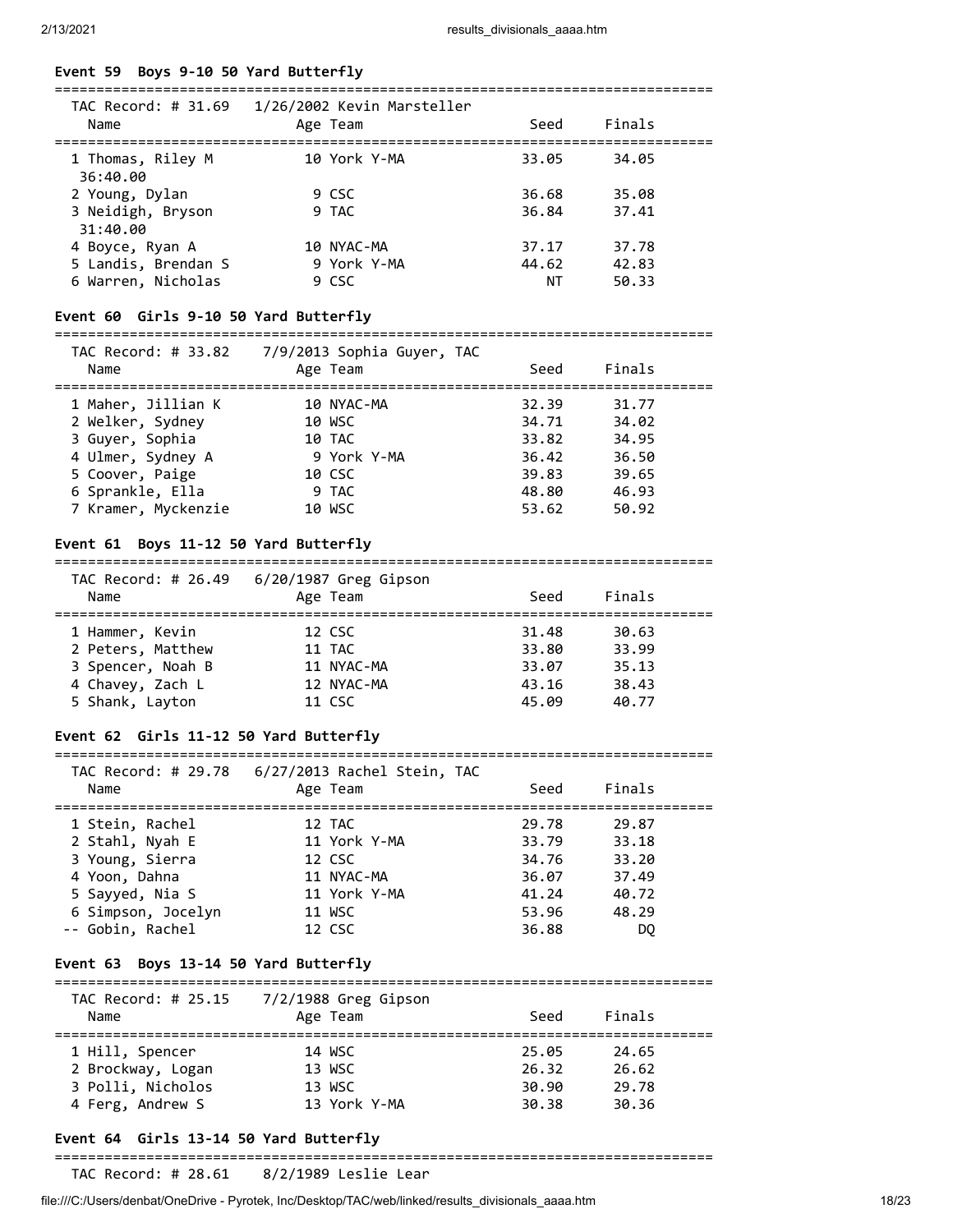### Event 59 Boys 9-10 50 Yard Butterfly

TAC Record: # 31.69 1/26/2002 Kevin Marsteller

| Name | Age | Team | Seed | Finals |
|---|---|---|---|---|
| 1 Thomas, Riley M | 10 | York Y-MA | 33.05 | 34.05 |
| 36:40.00 | | | | |
| 2 Young, Dylan | 9 | CSC | 36.68 | 35.08 |
| 3 Neidigh, Bryson | 9 | TAC | 36.84 | 37.41 |
| 31:40.00 | | | | |
| 4 Boyce, Ryan A | 10 | NYAC-MA | 37.17 | 37.78 |
| 5 Landis, Brendan S | 9 | York Y-MA | 44.62 | 42.83 |
| 6 Warren, Nicholas | 9 | CSC | NT | 50.33 |

### Event 60 Girls 9-10 50 Yard Butterfly

TAC Record: # 33.82 7/9/2013 Sophia Guyer, TAC

| Name | Age | Team | Seed | Finals |
|---|---|---|---|---|
| 1 Maher, Jillian K | 10 | NYAC-MA | 32.39 | 31.77 |
| 2 Welker, Sydney | 10 | WSC | 34.71 | 34.02 |
| 3 Guyer, Sophia | 10 | TAC | 33.82 | 34.95 |
| 4 Ulmer, Sydney A | 9 | York Y-MA | 36.42 | 36.50 |
| 5 Coover, Paige | 10 | CSC | 39.83 | 39.65 |
| 6 Sprankle, Ella | 9 | TAC | 48.80 | 46.93 |
| 7 Kramer, Myckenzie | 10 | WSC | 53.62 | 50.92 |

### Event 61 Boys 11-12 50 Yard Butterfly

TAC Record: # 26.49 6/20/1987 Greg Gipson

| Name | Age | Team | Seed | Finals |
|---|---|---|---|---|
| 1 Hammer, Kevin | 12 | CSC | 31.48 | 30.63 |
| 2 Peters, Matthew | 11 | TAC | 33.80 | 33.99 |
| 3 Spencer, Noah B | 11 | NYAC-MA | 33.07 | 35.13 |
| 4 Chavey, Zach L | 12 | NYAC-MA | 43.16 | 38.43 |
| 5 Shank, Layton | 11 | CSC | 45.09 | 40.77 |

### Event 62 Girls 11-12 50 Yard Butterfly

TAC Record: # 29.78 6/27/2013 Rachel Stein, TAC

| Name | Age | Team | Seed | Finals |
|---|---|---|---|---|
| 1 Stein, Rachel | 12 | TAC | 29.78 | 29.87 |
| 2 Stahl, Nyah E | 11 | York Y-MA | 33.79 | 33.18 |
| 3 Young, Sierra | 12 | CSC | 34.76 | 33.20 |
| 4 Yoon, Dahna | 11 | NYAC-MA | 36.07 | 37.49 |
| 5 Sayyed, Nia S | 11 | York Y-MA | 41.24 | 40.72 |
| 6 Simpson, Jocelyn | 11 | WSC | 53.96 | 48.29 |
| -- Gobin, Rachel | 12 | CSC | 36.88 | DQ |

### Event 63 Boys 13-14 50 Yard Butterfly

TAC Record: # 25.15 7/2/1988 Greg Gipson

| Name | Age | Team | Seed | Finals |
|---|---|---|---|---|
| 1 Hill, Spencer | 14 | WSC | 25.05 | 24.65 |
| 2 Brockway, Logan | 13 | WSC | 26.32 | 26.62 |
| 3 Polli, Nicholos | 13 | WSC | 30.90 | 29.78 |
| 4 Ferg, Andrew S | 13 | York Y-MA | 30.38 | 30.36 |

### Event 64 Girls 13-14 50 Yard Butterfly

TAC Record: # 28.61 8/2/1989 Leslie Lear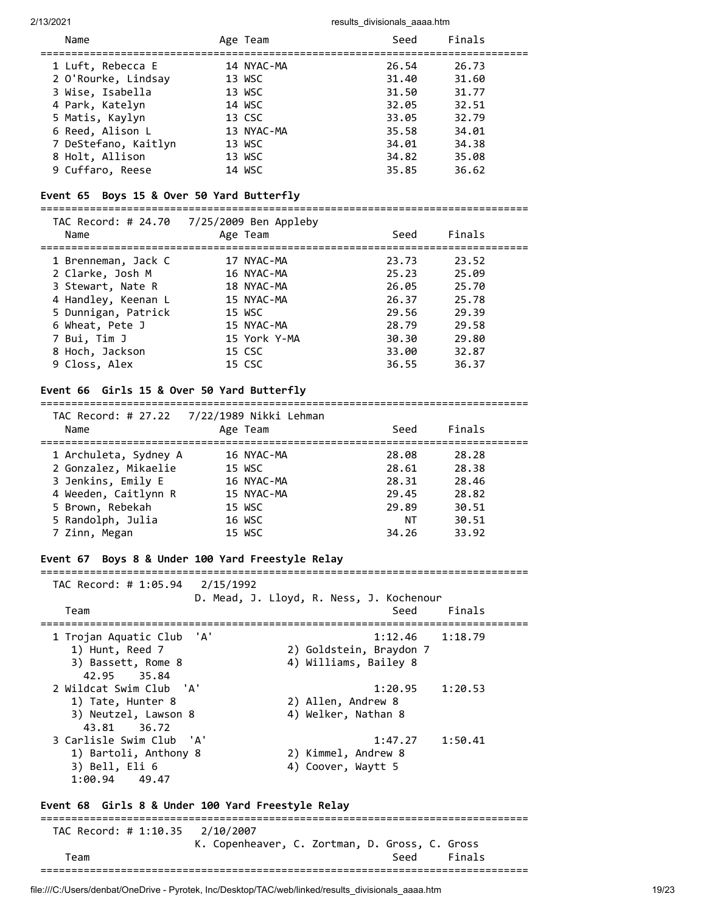| Name | Age | Team | Seed | Finals |
|---|---|---|---|---|
| 1 Luft, Rebecca E | 14 | NYAC-MA | 26.54 | 26.73 |
| 2 O'Rourke, Lindsay | 13 | WSC | 31.40 | 31.60 |
| 3 Wise, Isabella | 13 | WSC | 31.50 | 31.77 |
| 4 Park, Katelyn | 14 | WSC | 32.05 | 32.51 |
| 5 Matis, Kaylyn | 13 | CSC | 33.05 | 32.79 |
| 6 Reed, Alison L | 13 | NYAC-MA | 35.58 | 34.01 |
| 7 DeStefano, Kaitlyn | 13 | WSC | 34.01 | 34.38 |
| 8 Holt, Allison | 13 | WSC | 34.82 | 35.08 |
| 9 Cuffaro, Reese | 14 | WSC | 35.85 | 36.62 |

### Event 65 Boys 15 & Over 50 Yard Butterfly

TAC Record: # 24.70 7/25/2009 Ben Appleby

| Name | Age | Team | Seed | Finals |
|---|---|---|---|---|
| 1 Brenneman, Jack C | 17 | NYAC-MA | 23.73 | 23.52 |
| 2 Clarke, Josh M | 16 | NYAC-MA | 25.23 | 25.09 |
| 3 Stewart, Nate R | 18 | NYAC-MA | 26.05 | 25.70 |
| 4 Handley, Keenan L | 15 | NYAC-MA | 26.37 | 25.78 |
| 5 Dunnigan, Patrick | 15 | WSC | 29.56 | 29.39 |
| 6 Wheat, Pete J | 15 | NYAC-MA | 28.79 | 29.58 |
| 7 Bui, Tim J | 15 | York Y-MA | 30.30 | 29.80 |
| 8 Hoch, Jackson | 15 | CSC | 33.00 | 32.87 |
| 9 Closs, Alex | 15 | CSC | 36.55 | 36.37 |

### Event 66 Girls 15 & Over 50 Yard Butterfly

TAC Record: # 27.22 7/22/1989 Nikki Lehman

| Name | Age | Team | Seed | Finals |
|---|---|---|---|---|
| 1 Archuleta, Sydney A | 16 | NYAC-MA | 28.08 | 28.28 |
| 2 Gonzalez, Mikaelie | 15 | WSC | 28.61 | 28.38 |
| 3 Jenkins, Emily E | 16 | NYAC-MA | 28.31 | 28.46 |
| 4 Weeden, Caitlynn R | 15 | NYAC-MA | 29.45 | 28.82 |
| 5 Brown, Rebekah | 15 | WSC | 29.89 | 30.51 |
| 5 Randolph, Julia | 16 | WSC | NT | 30.51 |
| 7 Zinn, Megan | 15 | WSC | 34.26 | 33.92 |

### Event 67 Boys 8 & Under 100 Yard Freestyle Relay

TAC Record: # 1:05.94 2/15/1992
D. Mead, J. Lloyd, R. Ness, J. Kochenour

| Team | Seed | Finals |
|---|---|---|
| 1 Trojan Aquatic Club 'A' | 1:12.46 | 1:18.79 |
| 1) Hunt, Reed 7; 2) Goldstein, Braydon 7; 3) Bassett, Rome 8; 4) Williams, Bailey 8 | | |
| 42.95 35.84 | | |
| 2 Wildcat Swim Club 'A' | 1:20.95 | 1:20.53 |
| 1) Tate, Hunter 8; 2) Allen, Andrew 8; 3) Neutzel, Lawson 8; 4) Welker, Nathan 8 | | |
| 43.81 36.72 | | |
| 3 Carlisle Swim Club 'A' | 1:47.27 | 1:50.41 |
| 1) Bartoli, Anthony 8; 2) Kimmel, Andrew 8; 3) Bell, Eli 6; 4) Coover, Waytt 5 | | |
| 1:00.94 49.47 | | |

### Event 68 Girls 8 & Under 100 Yard Freestyle Relay

TAC Record: # 1:10.35 2/10/2007
K. Copenheaver, C. Zortman, D. Gross, C. Gross

| Team | Seed | Finals |
|---|---|---|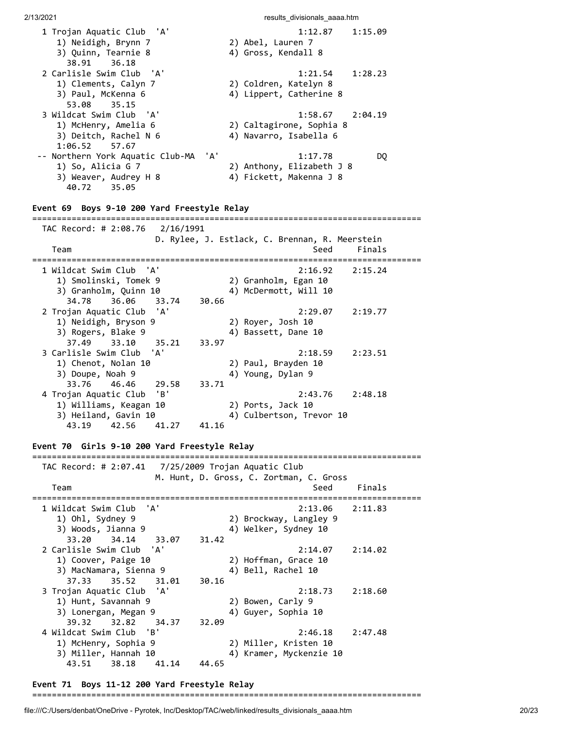```
  1 Trojan Aquatic Club  'A'                          1:12.87    1:15.09
     1) Neidigh, Brynn 7               2) Abel, Lauren 7
     3) Quinn, Tearnie 8               4) Gross, Kendall 8
       38.91     36.18
  2 Carlisle Swim Club  'A'                           1:21.54    1:28.23
     1) Clements, Calyn 7              2) Coldren, Katelyn 8
     3) Paul, McKenna 6                4) Lippert, Catherine 8
       53.08     35.15
  3 Wildcat Swim Club  'A'                            1:58.67    2:04.19
     1) McHenry, Amelia 6              2) Caltagirone, Sophia 8
     3) Deitch, Rachel N 6             4) Navarro, Isabella 6
     1:06.52     57.67
 -- Northern York Aquatic Club-MA  'A'                1:17.78         DQ
     1) So, Alicia G 7                 2) Anthony, Elizabeth J 8
     3) Weaver, Audrey H 8             4) Fickett, Makenna J 8
       40.72     35.05
```

**Event 69  Boys 9-10 200 Yard Freestyle Relay**

```
===============================================================================
  TAC Record: # 2:08.76   2/16/1991
                        D. Rylee, J. Estlack, C. Brennan, R. Meerstein
    Team                                               Seed     Finals
===============================================================================
  1 Wildcat Swim Club  'A'                            2:16.92    2:15.24
     1) Smolinski, Tomek 9             2) Granholm, Egan 10
     3) Granholm, Quinn 10             4) McDermott, Will 10
       34.78     36.06     33.74     30.66
  2 Trojan Aquatic Club  'A'                          2:29.07    2:19.77
     1) Neidigh, Bryson 9              2) Royer, Josh 10
     3) Rogers, Blake 9                4) Bassett, Dane 10
       37.49     33.10     35.21     33.97
  3 Carlisle Swim Club  'A'                           2:18.59    2:23.51
     1) Chenot, Nolan 10               2) Paul, Brayden 10
     3) Doupe, Noah 9                  4) Young, Dylan 9
       33.76     46.46     29.58     33.71
  4 Trojan Aquatic Club  'B'                          2:43.76    2:48.18
     1) Williams, Keagan 10            2) Ports, Jack 10
     3) Heiland, Gavin 10              4) Culbertson, Trevor 10
       43.19     42.56     41.27     41.16
```

**Event 70  Girls 9-10 200 Yard Freestyle Relay**

```
===============================================================================
  TAC Record: # 2:07.41   7/25/2009 Trojan Aquatic Club
                        M. Hunt, D. Gross, C. Zortman, C. Gross
    Team                                               Seed     Finals
===============================================================================
  1 Wildcat Swim Club  'A'                            2:13.06    2:11.83
     1) Ohl, Sydney 9                  2) Brockway, Langley 9
     3) Woods, Jianna 9                4) Welker, Sydney 10
       33.20     34.14     33.07     31.42
  2 Carlisle Swim Club  'A'                           2:14.07    2:14.02
     1) Coover, Paige 10               2) Hoffman, Grace 10
     3) MacNamara, Sienna 9            4) Bell, Rachel 10
       37.33     35.52     31.01     30.16
  3 Trojan Aquatic Club  'A'                          2:18.73    2:18.60
     1) Hunt, Savannah 9               2) Bowen, Carly 9
     3) Lonergan, Megan 9              4) Guyer, Sophia 10
       39.32     32.82     34.37     32.09
  4 Wildcat Swim Club  'B'                            2:46.18    2:47.48
     1) McHenry, Sophia 9              2) Miller, Kristen 10
     3) Miller, Hannah 10              4) Kramer, Myckenzie 10
       43.51     38.18     41.14     44.65
```

**Event 71  Boys 11-12 200 Yard Freestyle Relay**

```
===============================================================================
```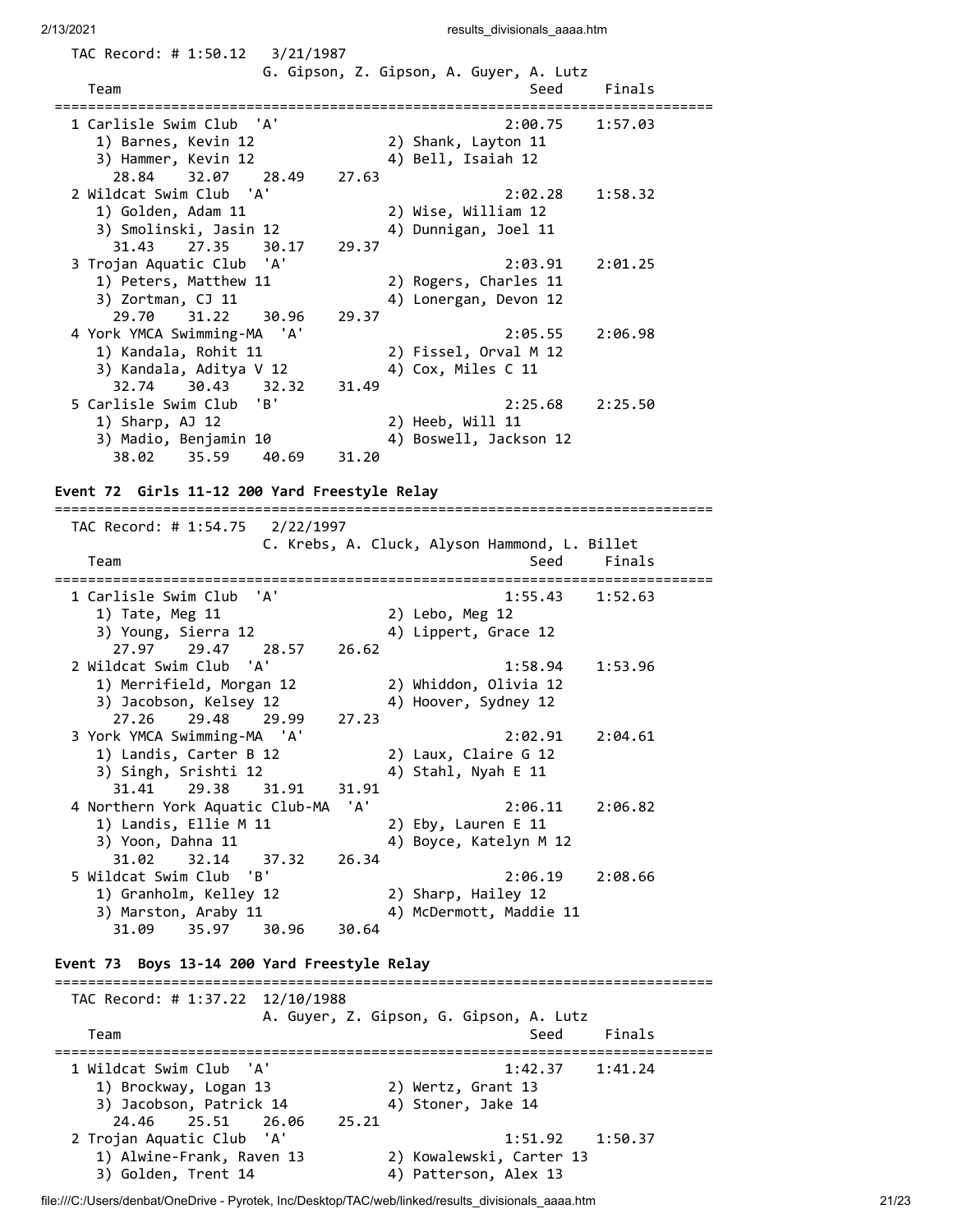TAC Record: # 1:50.12  3/21/1987
G. Gipson, Z. Gipson, A. Guyer, A. Lutz

| Team | Seed | Finals |
|---|---|---|
| 1 Carlisle Swim Club 'A' | 2:00.75 | 1:57.03 |
| 1) Barnes, Kevin 12; 2) Shank, Layton 11; 3) Hammer, Kevin 12; 4) Bell, Isaiah 12 | | |
| 28.84  32.07  28.49  27.63 | | |
| 2 Wildcat Swim Club 'A' | 2:02.28 | 1:58.32 |
| 1) Golden, Adam 11; 2) Wise, William 12; 3) Smolinski, Jasin 12; 4) Dunnigan, Joel 11 | | |
| 31.43  27.35  30.17  29.37 | | |
| 3 Trojan Aquatic Club 'A' | 2:03.91 | 2:01.25 |
| 1) Peters, Matthew 11; 2) Rogers, Charles 11; 3) Zortman, CJ 11; 4) Lonergan, Devon 12 | | |
| 29.70  31.22  30.96  29.37 | | |
| 4 York YMCA Swimming-MA 'A' | 2:05.55 | 2:06.98 |
| 1) Kandala, Rohit 11; 2) Fissel, Orval M 12; 3) Kandala, Aditya V 12; 4) Cox, Miles C 11 | | |
| 32.74  30.43  32.32  31.49 | | |
| 5 Carlisle Swim Club 'B' | 2:25.68 | 2:25.50 |
| 1) Sharp, AJ 12; 2) Heeb, Will 11; 3) Madio, Benjamin 10; 4) Boswell, Jackson 12 | | |
| 38.02  35.59  40.69  31.20 | | |

## Event 72  Girls 11-12 200 Yard Freestyle Relay

TAC Record: # 1:54.75  2/22/1997
C. Krebs, A. Cluck, Alyson Hammond, L. Billet

| Team | Seed | Finals |
|---|---|---|
| 1 Carlisle Swim Club 'A' | 1:55.43 | 1:52.63 |
| 1) Tate, Meg 11; 2) Lebo, Meg 12; 3) Young, Sierra 12; 4) Lippert, Grace 12 | | |
| 27.97  29.47  28.57  26.62 | | |
| 2 Wildcat Swim Club 'A' | 1:58.94 | 1:53.96 |
| 1) Merrifield, Morgan 12; 2) Whiddon, Olivia 12; 3) Jacobson, Kelsey 12; 4) Hoover, Sydney 12 | | |
| 27.26  29.48  29.99  27.23 | | |
| 3 York YMCA Swimming-MA 'A' | 2:02.91 | 2:04.61 |
| 1) Landis, Carter B 12; 2) Laux, Claire G 12; 3) Singh, Srishti 12; 4) Stahl, Nyah E 11 | | |
| 31.41  29.38  31.91  31.91 | | |
| 4 Northern York Aquatic Club-MA 'A' | 2:06.11 | 2:06.82 |
| 1) Landis, Ellie M 11; 2) Eby, Lauren E 11; 3) Yoon, Dahna 11; 4) Boyce, Katelyn M 12 | | |
| 31.02  32.14  37.32  26.34 | | |
| 5 Wildcat Swim Club 'B' | 2:06.19 | 2:08.66 |
| 1) Granholm, Kelley 12; 2) Sharp, Hailey 12; 3) Marston, Araby 11; 4) McDermott, Maddie 11 | | |
| 31.09  35.97  30.96  30.64 | | |

## Event 73  Boys 13-14 200 Yard Freestyle Relay

TAC Record: # 1:37.22  12/10/1988
A. Guyer, Z. Gipson, G. Gipson, A. Lutz

| Team | Seed | Finals |
|---|---|---|
| 1 Wildcat Swim Club 'A' | 1:42.37 | 1:41.24 |
| 1) Brockway, Logan 13; 2) Wertz, Grant 13; 3) Jacobson, Patrick 14; 4) Stoner, Jake 14 | | |
| 24.46  25.51  26.06  25.21 | | |
| 2 Trojan Aquatic Club 'A' | 1:51.92 | 1:50.37 |
| 1) Alwine-Frank, Raven 13; 2) Kowalewski, Carter 13; 3) Golden, Trent 14; 4) Patterson, Alex 13 | | |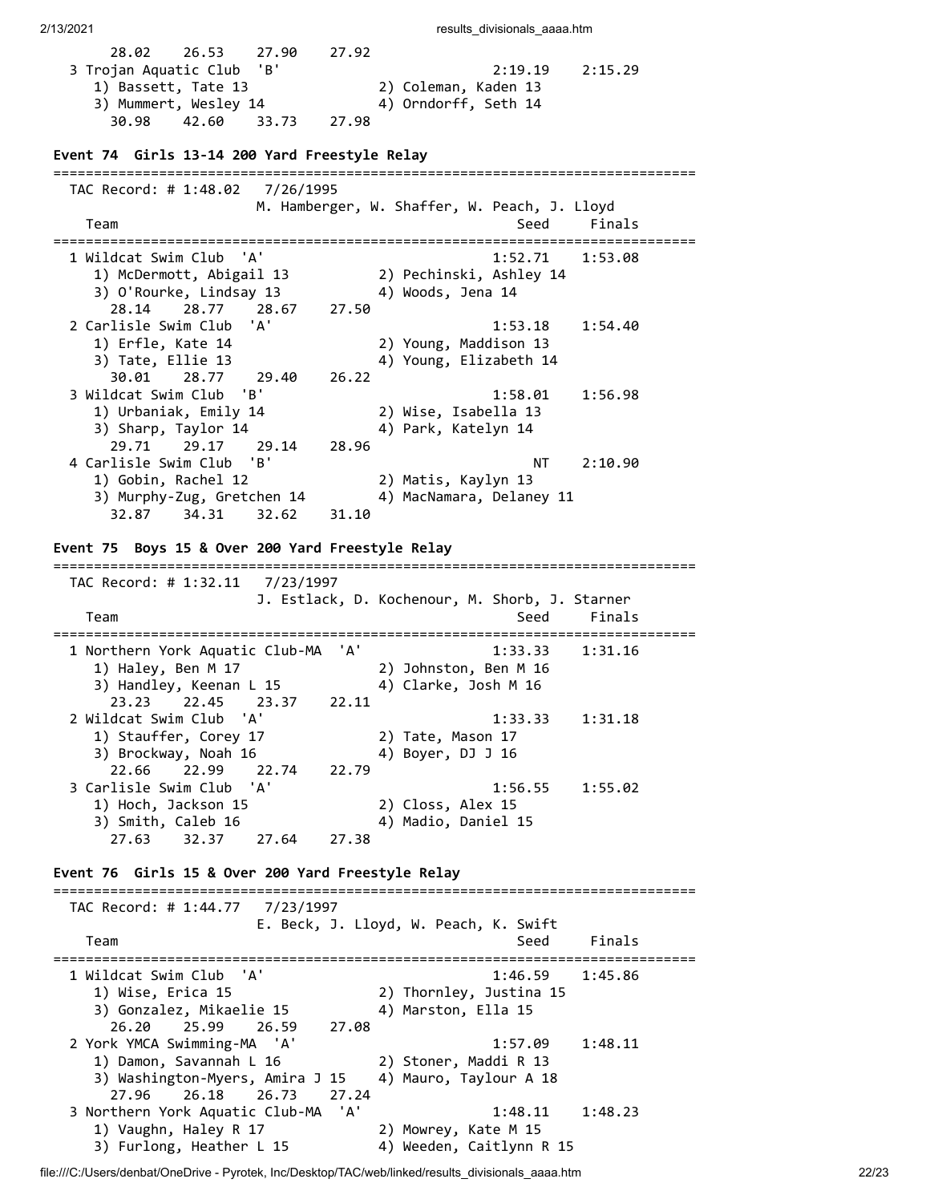```
      28.02    26.53    27.90    27.92
  3 Trojan Aquatic Club  'B'                          2:19.19    2:15.29
     1) Bassett, Tate 13               2) Coleman, Kaden 13
     3) Mummert, Wesley 14             4) Orndorff, Seth 14
       30.98    42.60    33.73    27.98
```

**Event 74  Girls 13-14 200 Yard Freestyle Relay**

```
===============================================================================
  TAC Record: # 1:48.02   7/26/1995
                        M. Hamberger, W. Shaffer, W. Peach, J. Lloyd
    Team                                                  Seed     Finals
===============================================================================
  1 Wildcat Swim Club  'A'                            1:52.71    1:53.08
     1) McDermott, Abigail 13          2) Pechinski, Ashley 14
     3) O'Rourke, Lindsay 13           4) Woods, Jena 14
       28.14    28.77    28.67    27.50
  2 Carlisle Swim Club  'A'                           1:53.18    1:54.40
     1) Erfle, Kate 14                 2) Young, Maddison 13
     3) Tate, Ellie 13                 4) Young, Elizabeth 14
       30.01    28.77    29.40    26.22
  3 Wildcat Swim Club  'B'                            1:58.01    1:56.98
     1) Urbaniak, Emily 14             2) Wise, Isabella 13
     3) Sharp, Taylor 14               4) Park, Katelyn 14
       29.71    29.17    29.14    28.96
  4 Carlisle Swim Club  'B'                                NT    2:10.90
     1) Gobin, Rachel 12               2) Matis, Kaylyn 13
     3) Murphy-Zug, Gretchen 14        4) MacNamara, Delaney 11
       32.87    34.31    32.62    31.10
```

**Event 75  Boys 15 & Over 200 Yard Freestyle Relay**

```
===============================================================================
  TAC Record: # 1:32.11   7/23/1997
                        J. Estlack, D. Kochenour, M. Shorb, J. Starner
    Team                                                  Seed     Finals
===============================================================================
  1 Northern York Aquatic Club-MA  'A'                1:33.33    1:31.16
     1) Haley, Ben M 17                2) Johnston, Ben M 16
     3) Handley, Keenan L 15           4) Clarke, Josh M 16
       23.23    22.45    23.37    22.11
  2 Wildcat Swim Club  'A'                            1:33.33    1:31.18
     1) Stauffer, Corey 17             2) Tate, Mason 17
     3) Brockway, Noah 16              4) Boyer, DJ J 16
       22.66    22.99    22.74    22.79
  3 Carlisle Swim Club  'A'                           1:56.55    1:55.02
     1) Hoch, Jackson 15               2) Closs, Alex 15
     3) Smith, Caleb 16                4) Madio, Daniel 15
       27.63    32.37    27.64    27.38
```

**Event 76  Girls 15 & Over 200 Yard Freestyle Relay**

```
===============================================================================
  TAC Record: # 1:44.77   7/23/1997
                        E. Beck, J. Lloyd, W. Peach, K. Swift
    Team                                                  Seed     Finals
===============================================================================
  1 Wildcat Swim Club  'A'                            1:46.59    1:45.86
     1) Wise, Erica 15                 2) Thornley, Justina 15
     3) Gonzalez, Mikaelie 15          4) Marston, Ella 15
       26.20    25.99    26.59    27.08
  2 York YMCA Swimming-MA  'A'                        1:57.09    1:48.11
     1) Damon, Savannah L 16           2) Stoner, Maddi R 13
     3) Washington-Myers, Amira J 15   4) Mauro, Taylour A 18
       27.96    26.18    26.73    27.24
  3 Northern York Aquatic Club-MA  'A'                1:48.11    1:48.23
     1) Vaughn, Haley R 17             2) Mowrey, Kate M 15
     3) Furlong, Heather L 15          4) Weeden, Caitlynn R 15
```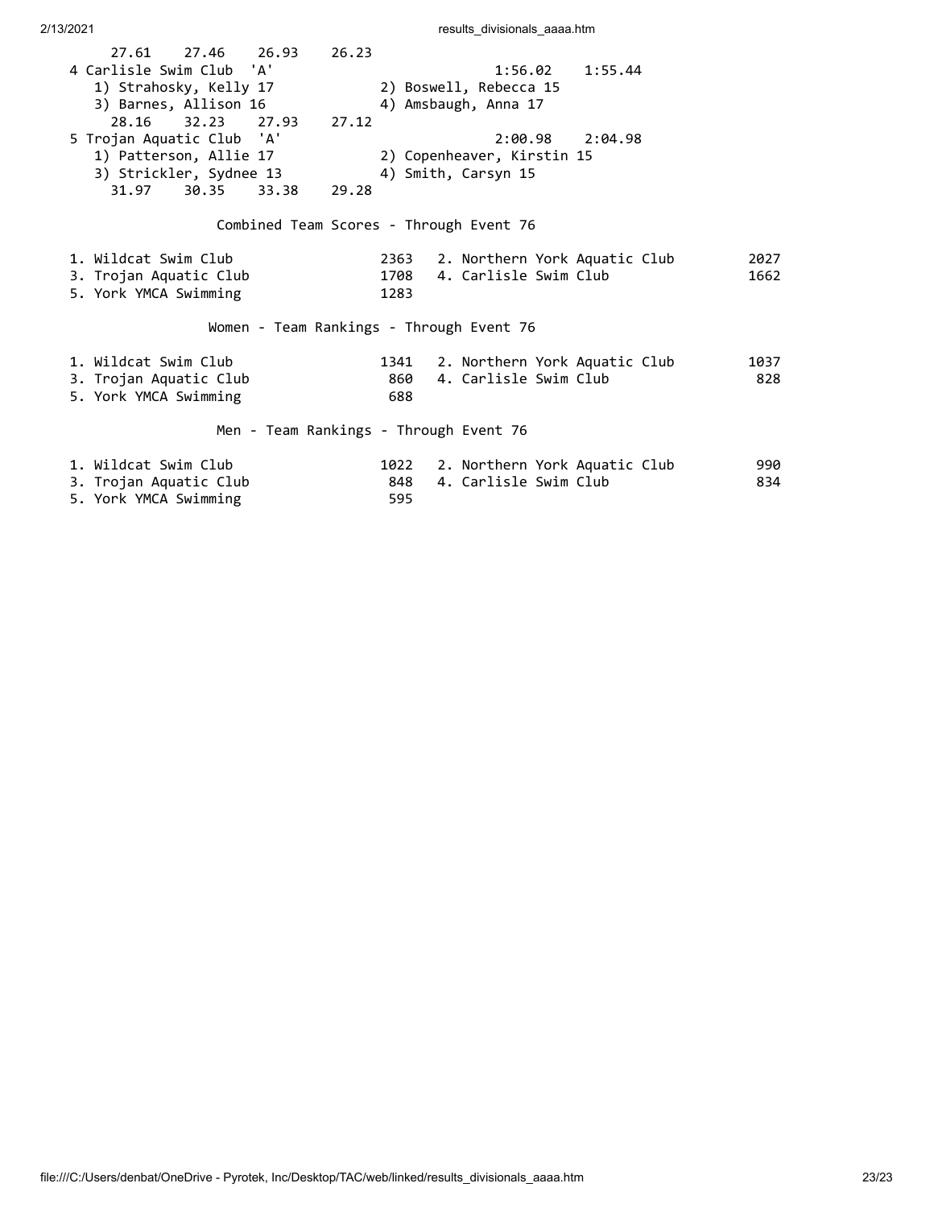```
      27.61    27.46    26.93    26.23
 4 Carlisle Swim Club  'A'                        1:56.02    1:55.44
    1) Strahosky, Kelly 17           2) Boswell, Rebecca 15
    3) Barnes, Allison 16            4) Amsbaugh, Anna 17
      28.16    32.23    27.93    27.12
 5 Trojan Aquatic Club  'A'                       2:00.98    2:04.98
    1) Patterson, Allie 17           2) Copenheaver, Kirstin 15
    3) Strickler, Sydnee 13          4) Smith, Carsyn 15
      31.97    30.35    33.38    29.28
```

### Combined Team Scores - Through Event 76

| | | | |
|---|---|---|---|
| 1. Wildcat Swim Club | 2363 | 2. Northern York Aquatic Club | 2027 |
| 3. Trojan Aquatic Club | 1708 | 4. Carlisle Swim Club | 1662 |
| 5. York YMCA Swimming | 1283 | | |

### Women - Team Rankings - Through Event 76

| | | | |
|---|---|---|---|
| 1. Wildcat Swim Club | 1341 | 2. Northern York Aquatic Club | 1037 |
| 3. Trojan Aquatic Club | 860 | 4. Carlisle Swim Club | 828 |
| 5. York YMCA Swimming | 688 | | |

### Men - Team Rankings - Through Event 76

| | | | |
|---|---|---|---|
| 1. Wildcat Swim Club | 1022 | 2. Northern York Aquatic Club | 990 |
| 3. Trojan Aquatic Club | 848 | 4. Carlisle Swim Club | 834 |
| 5. York YMCA Swimming | 595 | | |